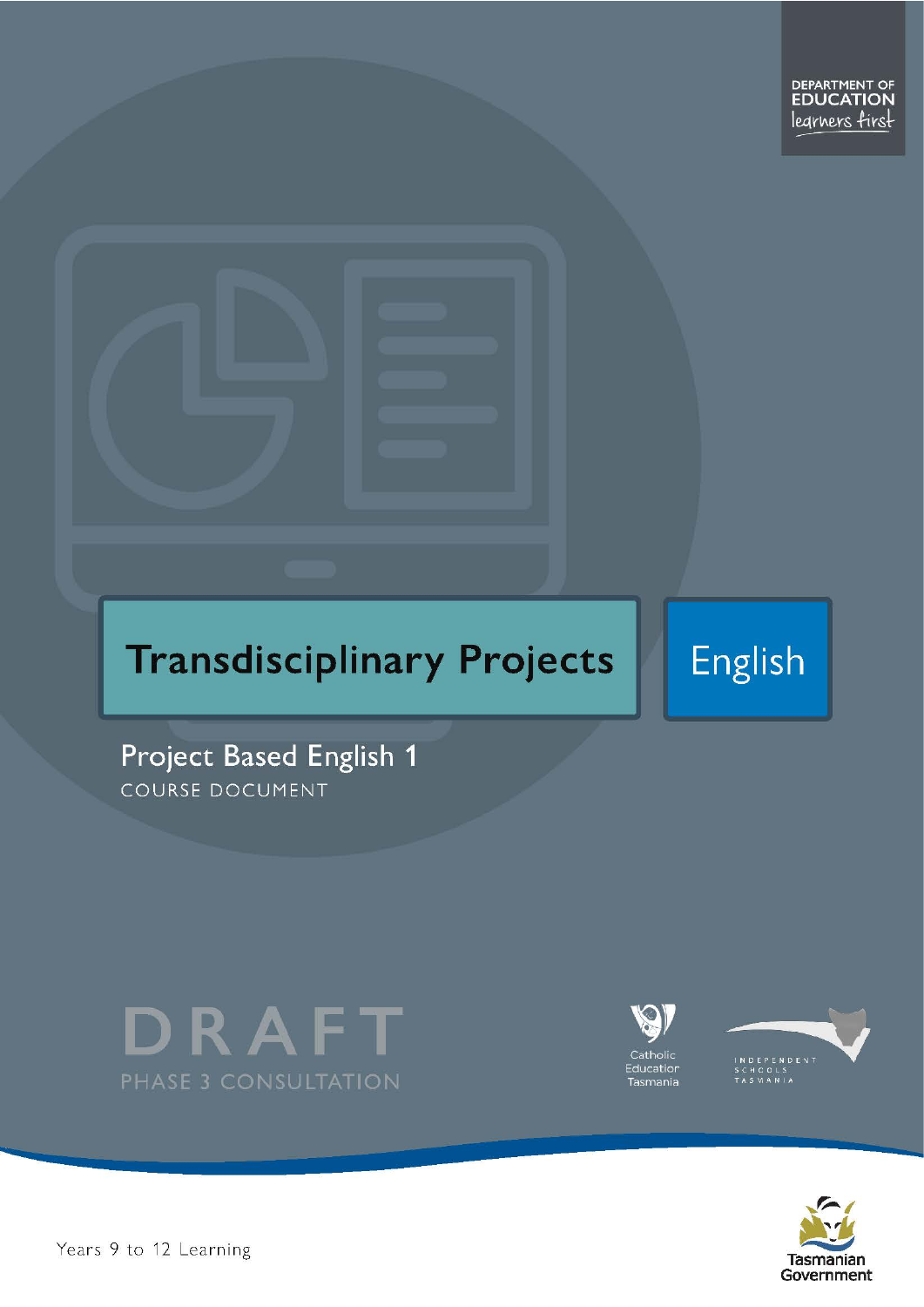DEPARTMENT OF EDUCATION
learners first

# Transdisciplinary Projects

English

## Project Based English 1

COURSE DOCUMENT

DRAFT

PHASE 3 CONSULTATION

Catholic Education Tasmania

INDEPENDENT SCHOOLS TASMANIA

Years 9 to 12 Learning

Tasmanian Government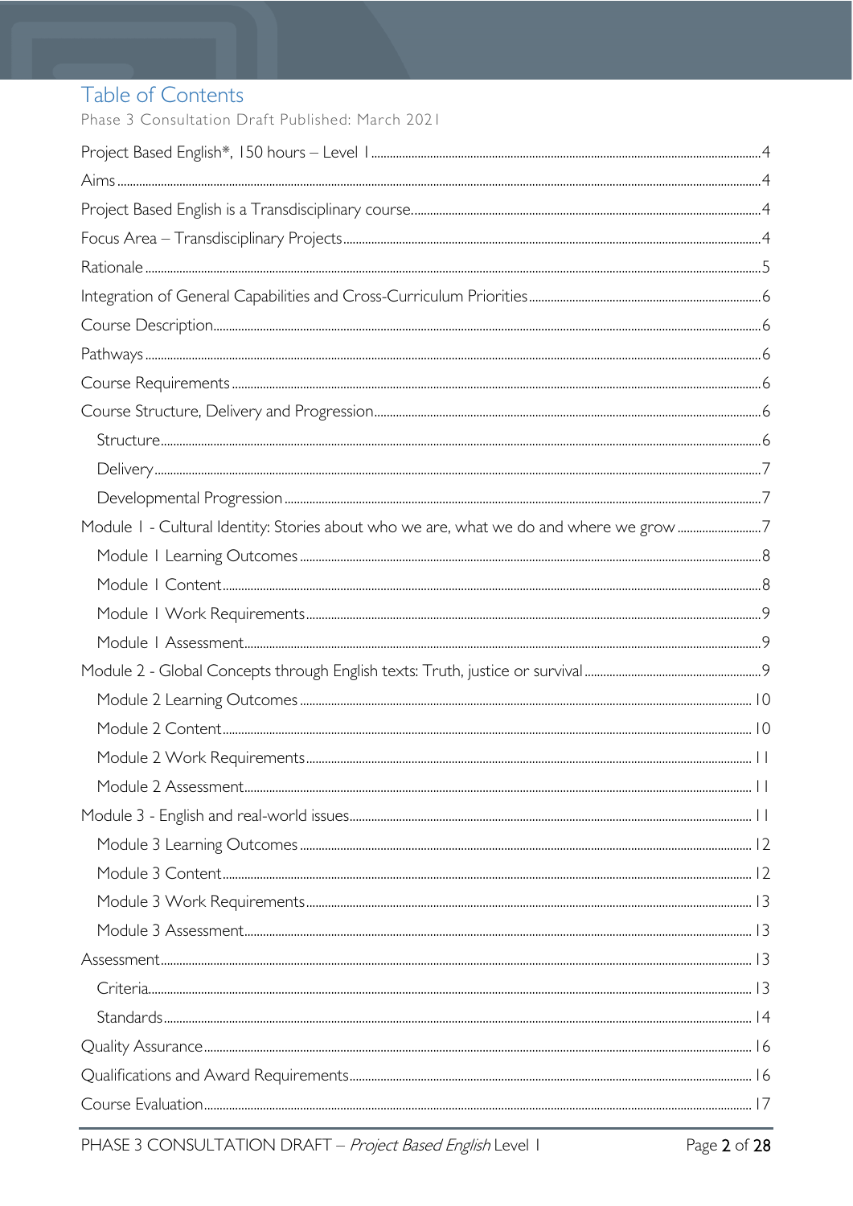# Table of Contents

Phase 3 Consultation Draft Published: March 2021

- Project Based English*, 150 hours – Level 1 ... 4
- Aims ... 4
- Project Based English is a Transdisciplinary course ... 4
- Focus Area – Transdisciplinary Projects ... 4
- Rationale ... 5
- Integration of General Capabilities and Cross-Curriculum Priorities ... 6
- Course Description ... 6
- Pathways ... 6
- Course Requirements ... 6
- Course Structure, Delivery and Progression ... 6
  - Structure ... 6
  - Delivery ... 7
  - Developmental Progression ... 7
- Module 1 - Cultural Identity: Stories about who we are, what we do and where we grow ... 7
  - Module 1 Learning Outcomes ... 8
  - Module 1 Content ... 8
  - Module 1 Work Requirements ... 9
  - Module 1 Assessment ... 9
- Module 2 - Global Concepts through English texts: Truth, justice or survival ... 9
  - Module 2 Learning Outcomes ... 10
  - Module 2 Content ... 10
  - Module 2 Work Requirements ... 11
  - Module 2 Assessment ... 11
- Module 3 - English and real-world issues ... 11
  - Module 3 Learning Outcomes ... 12
  - Module 3 Content ... 12
  - Module 3 Work Requirements ... 13
  - Module 3 Assessment ... 13
- Assessment ... 13
  - Criteria ... 13
  - Standards ... 14
- Quality Assurance ... 16
- Qualifications and Award Requirements ... 16
- Course Evaluation ... 17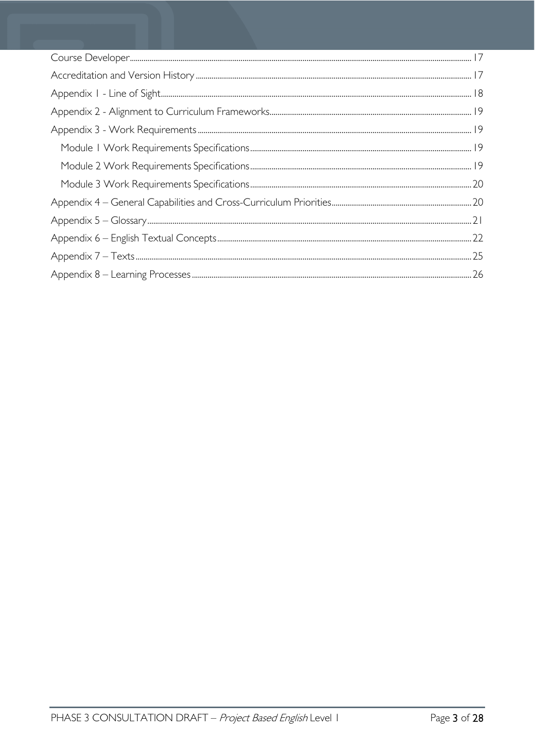Course Developer 17
Accreditation and Version History 17
Appendix 1 - Line of Sight 18
Appendix 2 - Alignment to Curriculum Frameworks 19
Appendix 3 - Work Requirements 19
- Module 1 Work Requirements Specifications 19
- Module 2 Work Requirements Specifications 19
- Module 3 Work Requirements Specifications 20

Appendix 4 – General Capabilities and Cross-Curriculum Priorities 20
Appendix 5 – Glossary 21
Appendix 6 – English Textual Concepts 22
Appendix 7 – Texts 25
Appendix 8 – Learning Processes 26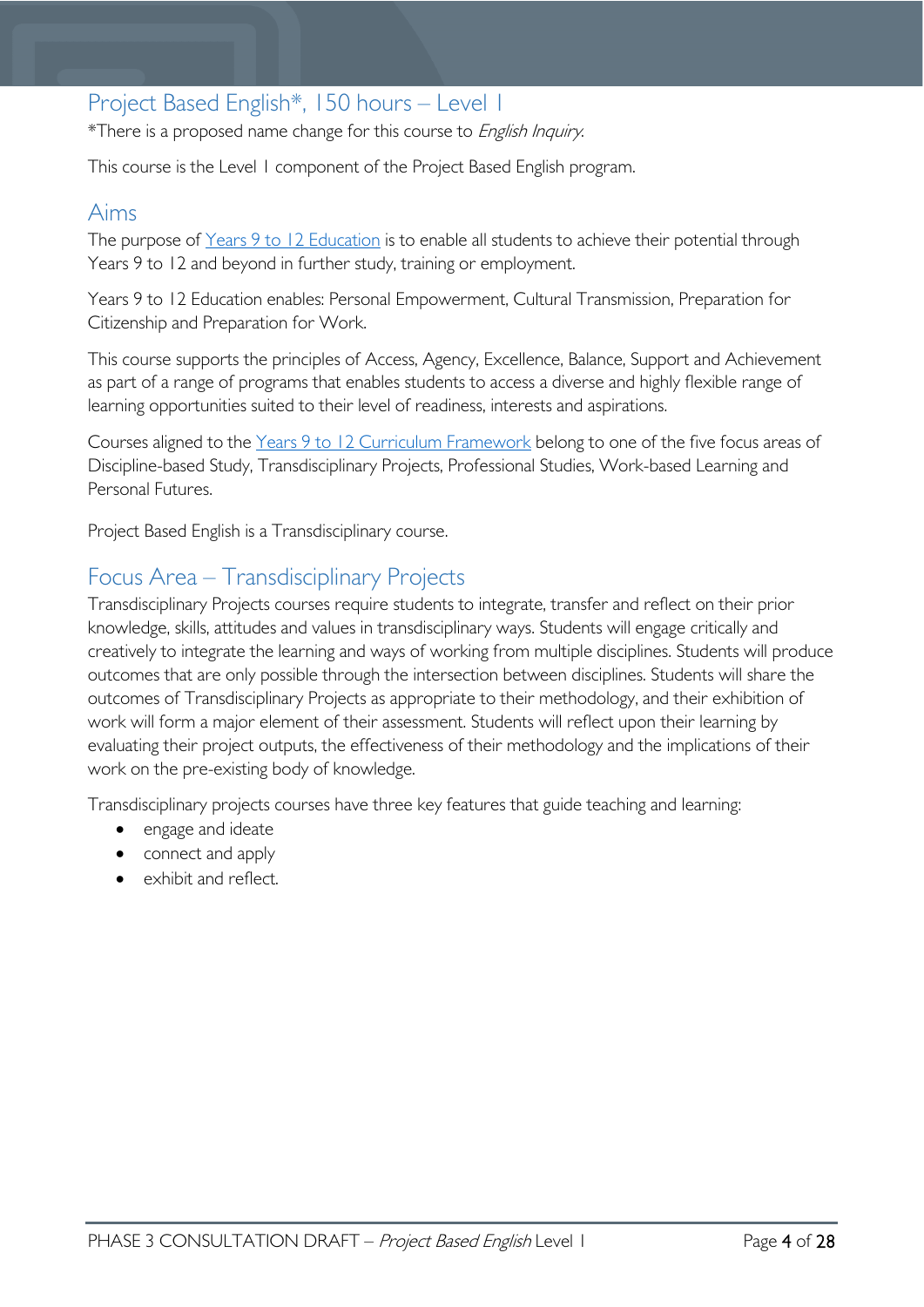## Project Based English*, 150 hours – Level 1

*There is a proposed name change for this course to *English Inquiry*.

This course is the Level 1 component of the Project Based English program.

## Aims

The purpose of [Years 9 to 12 Education](#) is to enable all students to achieve their potential through Years 9 to 12 and beyond in further study, training or employment.

Years 9 to 12 Education enables: Personal Empowerment, Cultural Transmission, Preparation for Citizenship and Preparation for Work.

This course supports the principles of Access, Agency, Excellence, Balance, Support and Achievement as part of a range of programs that enables students to access a diverse and highly flexible range of learning opportunities suited to their level of readiness, interests and aspirations.

Courses aligned to the [Years 9 to 12 Curriculum Framework](#) belong to one of the five focus areas of Discipline-based Study, Transdisciplinary Projects, Professional Studies, Work-based Learning and Personal Futures.

Project Based English is a Transdisciplinary course.

## Focus Area – Transdisciplinary Projects

Transdisciplinary Projects courses require students to integrate, transfer and reflect on their prior knowledge, skills, attitudes and values in transdisciplinary ways. Students will engage critically and creatively to integrate the learning and ways of working from multiple disciplines. Students will produce outcomes that are only possible through the intersection between disciplines. Students will share the outcomes of Transdisciplinary Projects as appropriate to their methodology, and their exhibition of work will form a major element of their assessment. Students will reflect upon their learning by evaluating their project outputs, the effectiveness of their methodology and the implications of their work on the pre-existing body of knowledge.

Transdisciplinary projects courses have three key features that guide teaching and learning:

- engage and ideate
- connect and apply
- exhibit and reflect.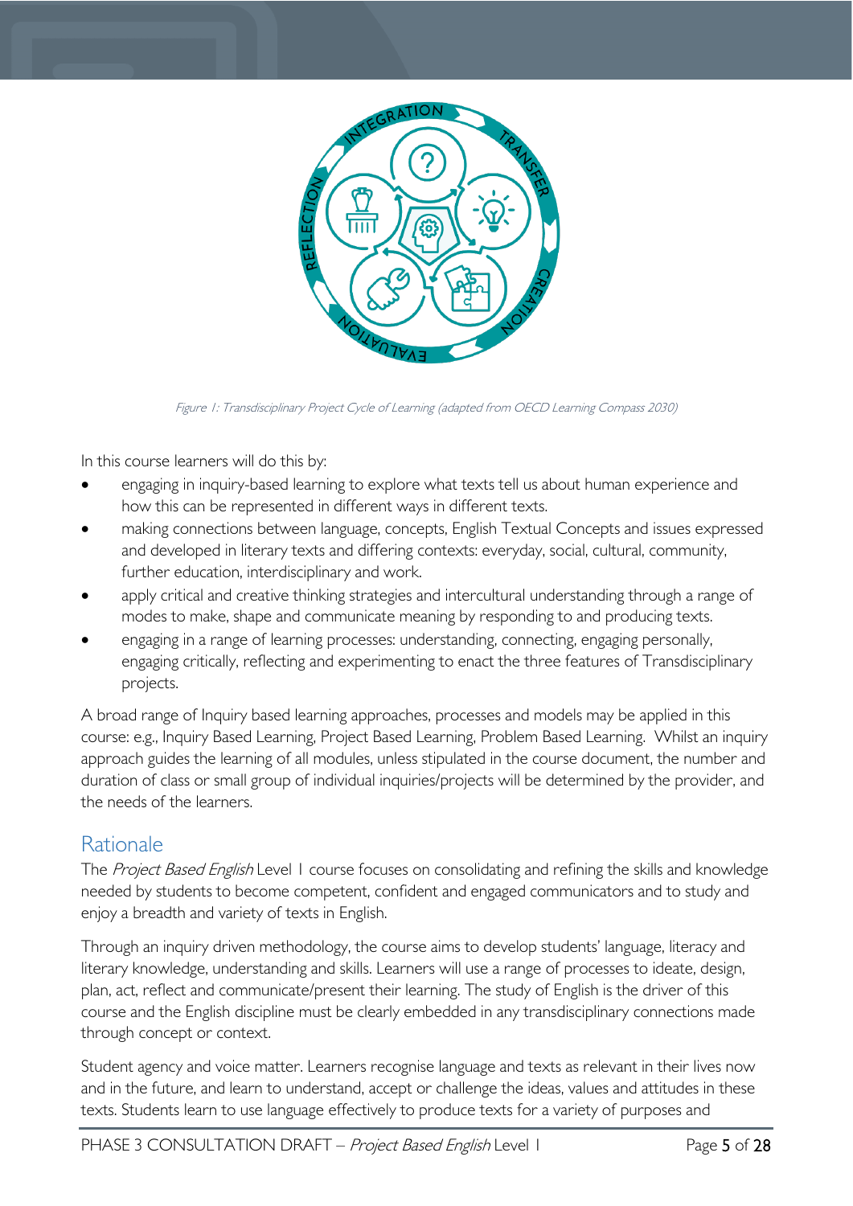INTEGRATION

TRANSFER

CREATION

EVALUATION

REFLECTION

*Figure 1: Transdisciplinary Project Cycle of Learning (adapted from OECD Learning Compass 2030)*

In this course learners will do this by:

- engaging in inquiry-based learning to explore what texts tell us about human experience and how this can be represented in different ways in different texts.
- making connections between language, concepts, English Textual Concepts and issues expressed and developed in literary texts and differing contexts: everyday, social, cultural, community, further education, interdisciplinary and work.
- apply critical and creative thinking strategies and intercultural understanding through a range of modes to make, shape and communicate meaning by responding to and producing texts.
- engaging in a range of learning processes: understanding, connecting, engaging personally, engaging critically, reflecting and experimenting to enact the three features of Transdisciplinary projects.

A broad range of Inquiry based learning approaches, processes and models may be applied in this course: e.g., Inquiry Based Learning, Project Based Learning, Problem Based Learning. Whilst an inquiry approach guides the learning of all modules, unless stipulated in the course document, the number and duration of class or small group of individual inquiries/projects will be determined by the provider, and the needs of the learners.

## Rationale

The *Project Based English* Level 1 course focuses on consolidating and refining the skills and knowledge needed by students to become competent, confident and engaged communicators and to study and enjoy a breadth and variety of texts in English.

Through an inquiry driven methodology, the course aims to develop students' language, literacy and literary knowledge, understanding and skills. Learners will use a range of processes to ideate, design, plan, act, reflect and communicate/present their learning. The study of English is the driver of this course and the English discipline must be clearly embedded in any transdisciplinary connections made through concept or context.

Student agency and voice matter. Learners recognise language and texts as relevant in their lives now and in the future, and learn to understand, accept or challenge the ideas, values and attitudes in these texts. Students learn to use language effectively to produce texts for a variety of purposes and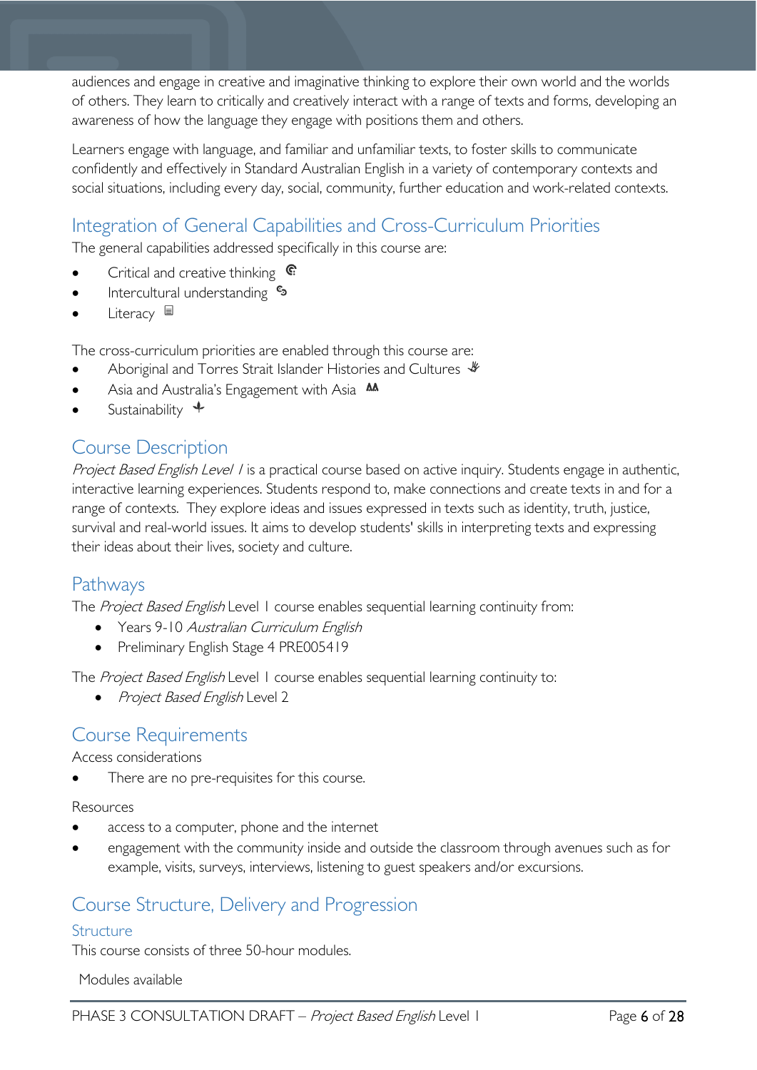audiences and engage in creative and imaginative thinking to explore their own world and the worlds of others. They learn to critically and creatively interact with a range of texts and forms, developing an awareness of how the language they engage with positions them and others.

Learners engage with language, and familiar and unfamiliar texts, to foster skills to communicate confidently and effectively in Standard Australian English in a variety of contemporary contexts and social situations, including every day, social, community, further education and work-related contexts.

## Integration of General Capabilities and Cross-Curriculum Priorities

The general capabilities addressed specifically in this course are:

- Critical and creative thinking
- Intercultural understanding
- Literacy

The cross-curriculum priorities are enabled through this course are:

- Aboriginal and Torres Strait Islander Histories and Cultures
- Asia and Australia's Engagement with Asia
- Sustainability

## Course Description

*Project Based English Level 1* is a practical course based on active inquiry. Students engage in authentic, interactive learning experiences. Students respond to, make connections and create texts in and for a range of contexts. They explore ideas and issues expressed in texts such as identity, truth, justice, survival and real-world issues. It aims to develop students' skills in interpreting texts and expressing their ideas about their lives, society and culture.

## Pathways

The *Project Based English* Level 1 course enables sequential learning continuity from:

- Years 9-10 *Australian Curriculum English*
- Preliminary English Stage 4 PRE005419

The *Project Based English* Level 1 course enables sequential learning continuity to:

- *Project Based English* Level 2

## Course Requirements

Access considerations

- There are no pre-requisites for this course.

Resources

- access to a computer, phone and the internet
- engagement with the community inside and outside the classroom through avenues such as for example, visits, surveys, interviews, listening to guest speakers and/or excursions.

## Course Structure, Delivery and Progression

### Structure

This course consists of three 50-hour modules.

Modules available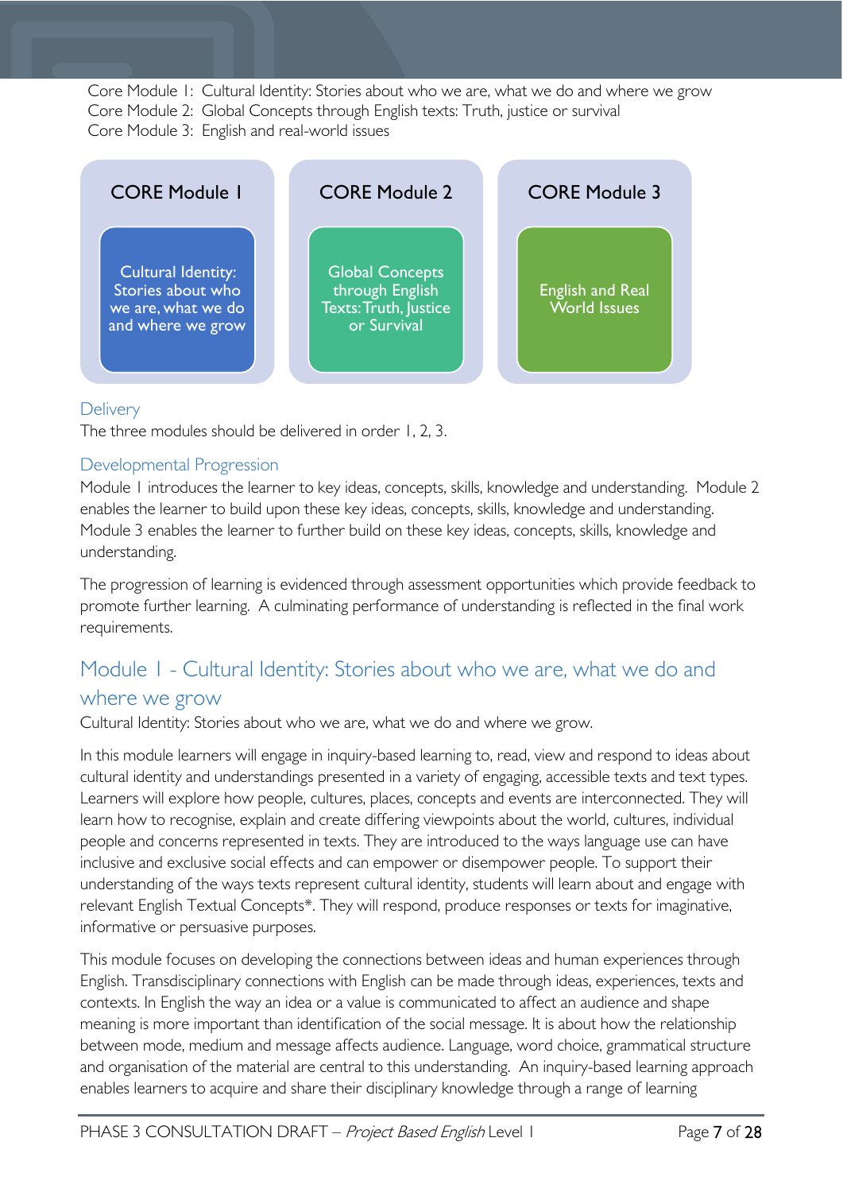Core Module 1: Cultural Identity: Stories about who we are, what we do and where we grow
Core Module 2: Global Concepts through English texts: Truth, justice or survival
Core Module 3: English and real-world issues

CORE Module 1

Cultural Identity: Stories about who we are, what we do and where we grow

CORE Module 2

Global Concepts through English Texts: Truth, Justice or Survival

CORE Module 3

English and Real World Issues

### Delivery

The three modules should be delivered in order 1, 2, 3.

### Developmental Progression

Module 1 introduces the learner to key ideas, concepts, skills, knowledge and understanding. Module 2 enables the learner to build upon these key ideas, concepts, skills, knowledge and understanding. Module 3 enables the learner to further build on these key ideas, concepts, skills, knowledge and understanding.

The progression of learning is evidenced through assessment opportunities which provide feedback to promote further learning. A culminating performance of understanding is reflected in the final work requirements.

## Module 1 - Cultural Identity: Stories about who we are, what we do and where we grow

Cultural Identity: Stories about who we are, what we do and where we grow.

In this module learners will engage in inquiry-based learning to, read, view and respond to ideas about cultural identity and understandings presented in a variety of engaging, accessible texts and text types. Learners will explore how people, cultures, places, concepts and events are interconnected. They will learn how to recognise, explain and create differing viewpoints about the world, cultures, individual people and concerns represented in texts. They are introduced to the ways language use can have inclusive and exclusive social effects and can empower or disempower people. To support their understanding of the ways texts represent cultural identity, students will learn about and engage with relevant English Textual Concepts*. They will respond, produce responses or texts for imaginative, informative or persuasive purposes.

This module focuses on developing the connections between ideas and human experiences through English. Transdisciplinary connections with English can be made through ideas, experiences, texts and contexts. In English the way an idea or a value is communicated to affect an audience and shape meaning is more important than identification of the social message. It is about how the relationship between mode, medium and message affects audience. Language, word choice, grammatical structure and organisation of the material are central to this understanding. An inquiry-based learning approach enables learners to acquire and share their disciplinary knowledge through a range of learning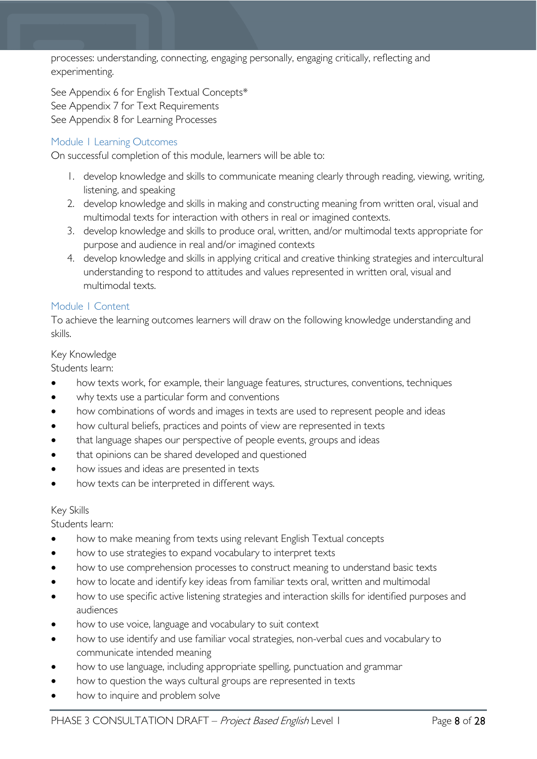processes: understanding, connecting, engaging personally, engaging critically, reflecting and experimenting.

See Appendix 6 for English Textual Concepts*
See Appendix 7 for Text Requirements
See Appendix 8 for Learning Processes

### Module 1 Learning Outcomes

On successful completion of this module, learners will be able to:

1. develop knowledge and skills to communicate meaning clearly through reading, viewing, writing, listening, and speaking
2. develop knowledge and skills in making and constructing meaning from written oral, visual and multimodal texts for interaction with others in real or imagined contexts.
3. develop knowledge and skills to produce oral, written, and/or multimodal texts appropriate for purpose and audience in real and/or imagined contexts
4. develop knowledge and skills in applying critical and creative thinking strategies and intercultural understanding to respond to attitudes and values represented in written oral, visual and multimodal texts.

### Module 1 Content

To achieve the learning outcomes learners will draw on the following knowledge understanding and skills.

Key Knowledge

Students learn:

- how texts work, for example, their language features, structures, conventions, techniques
- why texts use a particular form and conventions
- how combinations of words and images in texts are used to represent people and ideas
- how cultural beliefs, practices and points of view are represented in texts
- that language shapes our perspective of people events, groups and ideas
- that opinions can be shared developed and questioned
- how issues and ideas are presented in texts
- how texts can be interpreted in different ways.

Key Skills

Students learn:

- how to make meaning from texts using relevant English Textual concepts
- how to use strategies to expand vocabulary to interpret texts
- how to use comprehension processes to construct meaning to understand basic texts
- how to locate and identify key ideas from familiar texts oral, written and multimodal
- how to use specific active listening strategies and interaction skills for identified purposes and audiences
- how to use voice, language and vocabulary to suit context
- how to use identify and use familiar vocal strategies, non-verbal cues and vocabulary to communicate intended meaning
- how to use language, including appropriate spelling, punctuation and grammar
- how to question the ways cultural groups are represented in texts
- how to inquire and problem solve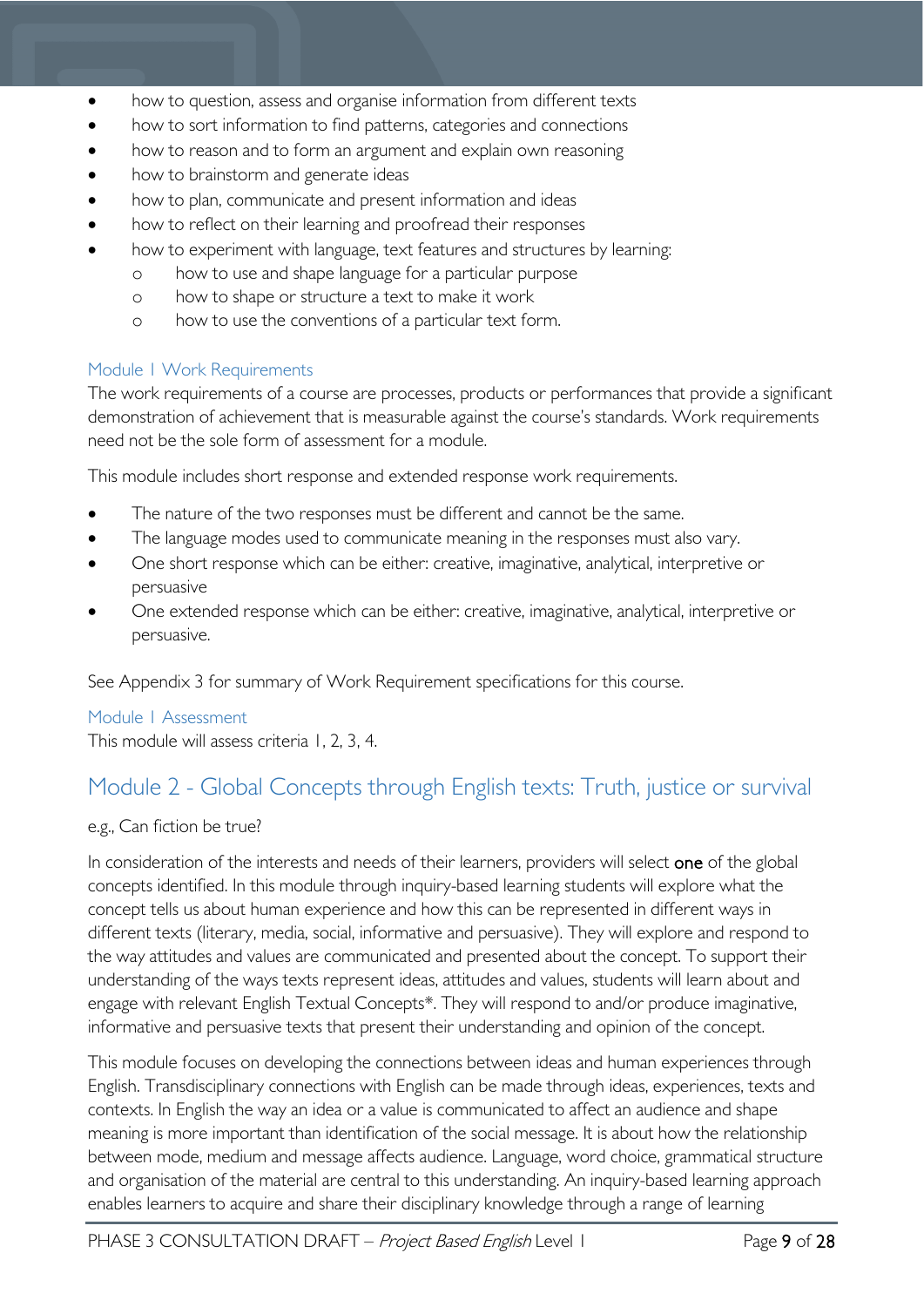- how to question, assess and organise information from different texts
- how to sort information to find patterns, categories and connections
- how to reason and to form an argument and explain own reasoning
- how to brainstorm and generate ideas
- how to plan, communicate and present information and ideas
- how to reflect on their learning and proofread their responses
- how to experiment with language, text features and structures by learning:
  - how to use and shape language for a particular purpose
  - how to shape or structure a text to make it work
  - how to use the conventions of a particular text form.

### Module 1 Work Requirements

The work requirements of a course are processes, products or performances that provide a significant demonstration of achievement that is measurable against the course's standards. Work requirements need not be the sole form of assessment for a module.

This module includes short response and extended response work requirements.

- The nature of the two responses must be different and cannot be the same.
- The language modes used to communicate meaning in the responses must also vary.
- One short response which can be either: creative, imaginative, analytical, interpretive or persuasive
- One extended response which can be either: creative, imaginative, analytical, interpretive or persuasive.

See Appendix 3 for summary of Work Requirement specifications for this course.

### Module 1 Assessment

This module will assess criteria 1, 2, 3, 4.

## Module 2 - Global Concepts through English texts: Truth, justice or survival

e.g., Can fiction be true?

In consideration of the interests and needs of their learners, providers will select **one** of the global concepts identified. In this module through inquiry-based learning students will explore what the concept tells us about human experience and how this can be represented in different ways in different texts (literary, media, social, informative and persuasive). They will explore and respond to the way attitudes and values are communicated and presented about the concept. To support their understanding of the ways texts represent ideas, attitudes and values, students will learn about and engage with relevant English Textual Concepts*. They will respond to and/or produce imaginative, informative and persuasive texts that present their understanding and opinion of the concept.

This module focuses on developing the connections between ideas and human experiences through English. Transdisciplinary connections with English can be made through ideas, experiences, texts and contexts. In English the way an idea or a value is communicated to affect an audience and shape meaning is more important than identification of the social message. It is about how the relationship between mode, medium and message affects audience. Language, word choice, grammatical structure and organisation of the material are central to this understanding. An inquiry-based learning approach enables learners to acquire and share their disciplinary knowledge through a range of learning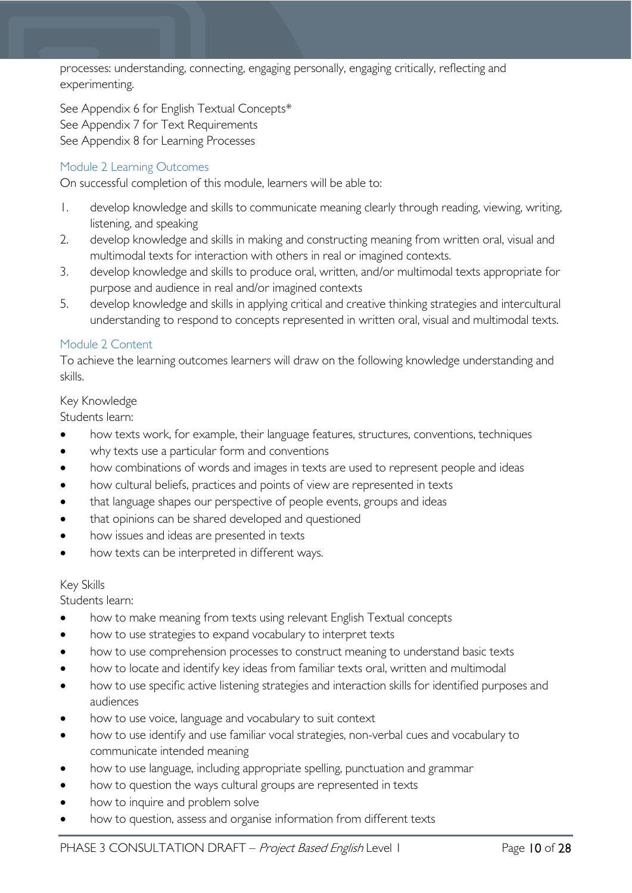processes: understanding, connecting, engaging personally, engaging critically, reflecting and experimenting.

See Appendix 6 for English Textual Concepts*
See Appendix 7 for Text Requirements
See Appendix 8 for Learning Processes

### Module 2 Learning Outcomes

On successful completion of this module, learners will be able to:

1. develop knowledge and skills to communicate meaning clearly through reading, viewing, writing, listening, and speaking
2. develop knowledge and skills in making and constructing meaning from written oral, visual and multimodal texts for interaction with others in real or imagined contexts.
3. develop knowledge and skills to produce oral, written, and/or multimodal texts appropriate for purpose and audience in real and/or imagined contexts
5. develop knowledge and skills in applying critical and creative thinking strategies and intercultural understanding to respond to concepts represented in written oral, visual and multimodal texts.

### Module 2 Content

To achieve the learning outcomes learners will draw on the following knowledge understanding and skills.

Key Knowledge

Students learn:

- how texts work, for example, their language features, structures, conventions, techniques
- why texts use a particular form and conventions
- how combinations of words and images in texts are used to represent people and ideas
- how cultural beliefs, practices and points of view are represented in texts
- that language shapes our perspective of people events, groups and ideas
- that opinions can be shared developed and questioned
- how issues and ideas are presented in texts
- how texts can be interpreted in different ways.

Key Skills

Students learn:

- how to make meaning from texts using relevant English Textual concepts
- how to use strategies to expand vocabulary to interpret texts
- how to use comprehension processes to construct meaning to understand basic texts
- how to locate and identify key ideas from familiar texts oral, written and multimodal
- how to use specific active listening strategies and interaction skills for identified purposes and audiences
- how to use voice, language and vocabulary to suit context
- how to use identify and use familiar vocal strategies, non-verbal cues and vocabulary to communicate intended meaning
- how to use language, including appropriate spelling, punctuation and grammar
- how to question the ways cultural groups are represented in texts
- how to inquire and problem solve
- how to question, assess and organise information from different texts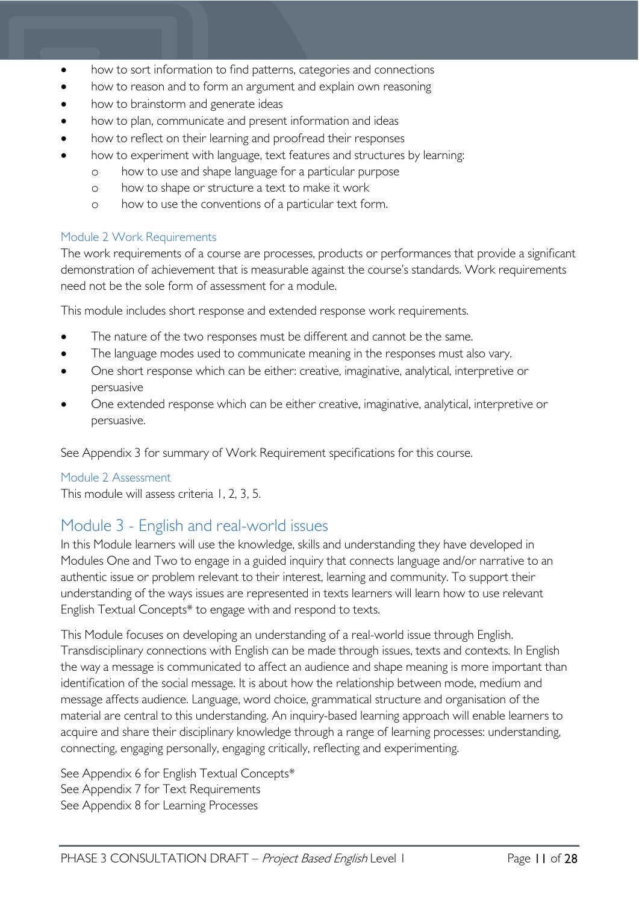- how to sort information to find patterns, categories and connections
- how to reason and to form an argument and explain own reasoning
- how to brainstorm and generate ideas
- how to plan, communicate and present information and ideas
- how to reflect on their learning and proofread their responses
- how to experiment with language, text features and structures by learning:
  - how to use and shape language for a particular purpose
  - how to shape or structure a text to make it work
  - how to use the conventions of a particular text form.

### Module 2 Work Requirements

The work requirements of a course are processes, products or performances that provide a significant demonstration of achievement that is measurable against the course's standards. Work requirements need not be the sole form of assessment for a module.

This module includes short response and extended response work requirements.

- The nature of the two responses must be different and cannot be the same.
- The language modes used to communicate meaning in the responses must also vary.
- One short response which can be either: creative, imaginative, analytical, interpretive or persuasive
- One extended response which can be either creative, imaginative, analytical, interpretive or persuasive.

See Appendix 3 for summary of Work Requirement specifications for this course.

### Module 2 Assessment

This module will assess criteria 1, 2, 3, 5.

## Module 3 - English and real-world issues

In this Module learners will use the knowledge, skills and understanding they have developed in Modules One and Two to engage in a guided inquiry that connects language and/or narrative to an authentic issue or problem relevant to their interest, learning and community. To support their understanding of the ways issues are represented in texts learners will learn how to use relevant English Textual Concepts* to engage with and respond to texts.

This Module focuses on developing an understanding of a real-world issue through English. Transdisciplinary connections with English can be made through issues, texts and contexts. In English the way a message is communicated to affect an audience and shape meaning is more important than identification of the social message. It is about how the relationship between mode, medium and message affects audience. Language, word choice, grammatical structure and organisation of the material are central to this understanding. An inquiry-based learning approach will enable learners to acquire and share their disciplinary knowledge through a range of learning processes: understanding, connecting, engaging personally, engaging critically, reflecting and experimenting.

See Appendix 6 for English Textual Concepts*
See Appendix 7 for Text Requirements
See Appendix 8 for Learning Processes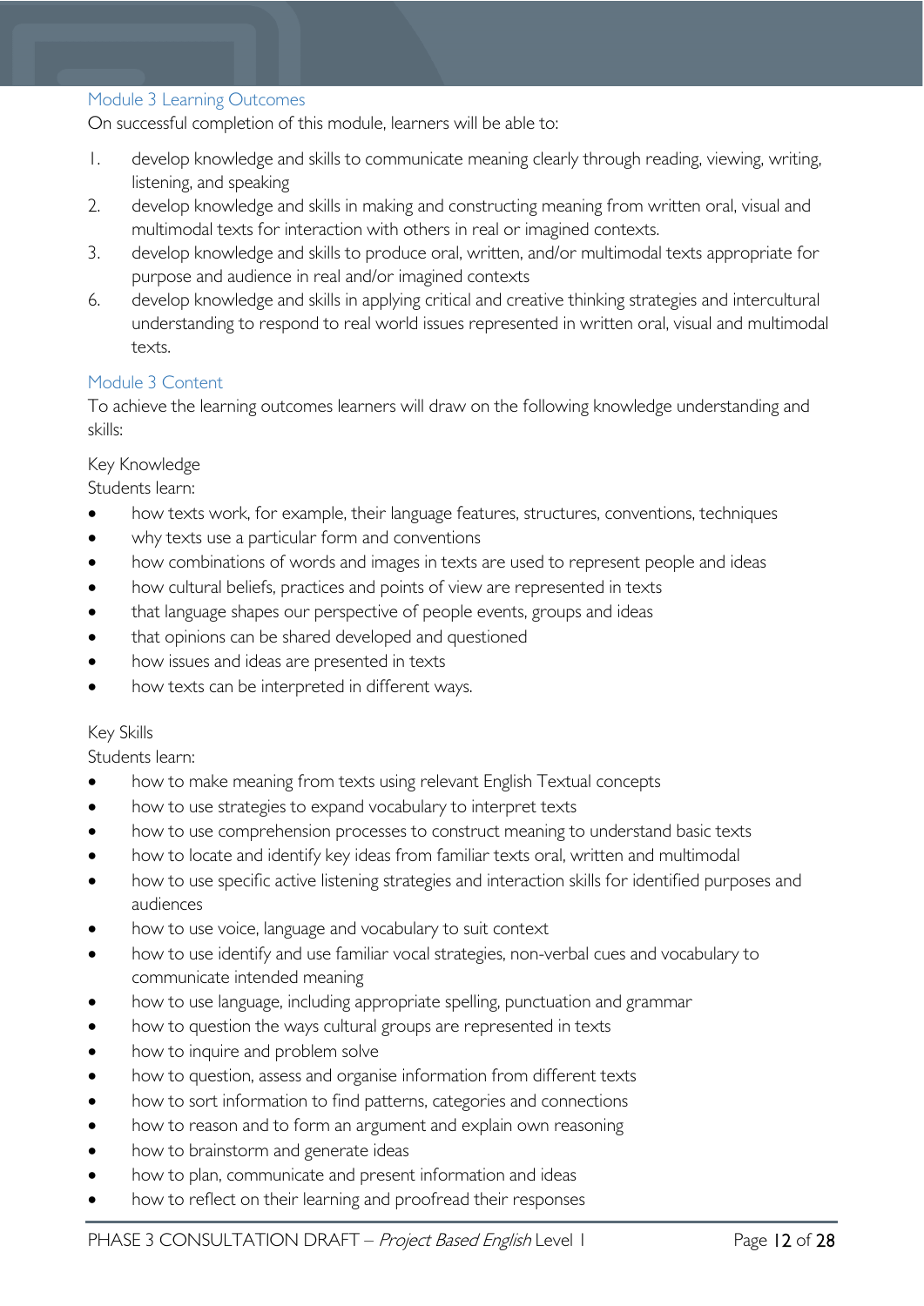## Module 3 Learning Outcomes

On successful completion of this module, learners will be able to:

1. develop knowledge and skills to communicate meaning clearly through reading, viewing, writing, listening, and speaking
2. develop knowledge and skills in making and constructing meaning from written oral, visual and multimodal texts for interaction with others in real or imagined contexts.
3. develop knowledge and skills to produce oral, written, and/or multimodal texts appropriate for purpose and audience in real and/or imagined contexts

6. develop knowledge and skills in applying critical and creative thinking strategies and intercultural understanding to respond to real world issues represented in written oral, visual and multimodal texts.

## Module 3 Content

To achieve the learning outcomes learners will draw on the following knowledge understanding and skills:

### Key Knowledge

Students learn:

- how texts work, for example, their language features, structures, conventions, techniques
- why texts use a particular form and conventions
- how combinations of words and images in texts are used to represent people and ideas
- how cultural beliefs, practices and points of view are represented in texts
- that language shapes our perspective of people events, groups and ideas
- that opinions can be shared developed and questioned
- how issues and ideas are presented in texts
- how texts can be interpreted in different ways.

### Key Skills

Students learn:

- how to make meaning from texts using relevant English Textual concepts
- how to use strategies to expand vocabulary to interpret texts
- how to use comprehension processes to construct meaning to understand basic texts
- how to locate and identify key ideas from familiar texts oral, written and multimodal
- how to use specific active listening strategies and interaction skills for identified purposes and audiences
- how to use voice, language and vocabulary to suit context
- how to use identify and use familiar vocal strategies, non-verbal cues and vocabulary to communicate intended meaning
- how to use language, including appropriate spelling, punctuation and grammar
- how to question the ways cultural groups are represented in texts
- how to inquire and problem solve
- how to question, assess and organise information from different texts
- how to sort information to find patterns, categories and connections
- how to reason and to form an argument and explain own reasoning
- how to brainstorm and generate ideas
- how to plan, communicate and present information and ideas
- how to reflect on their learning and proofread their responses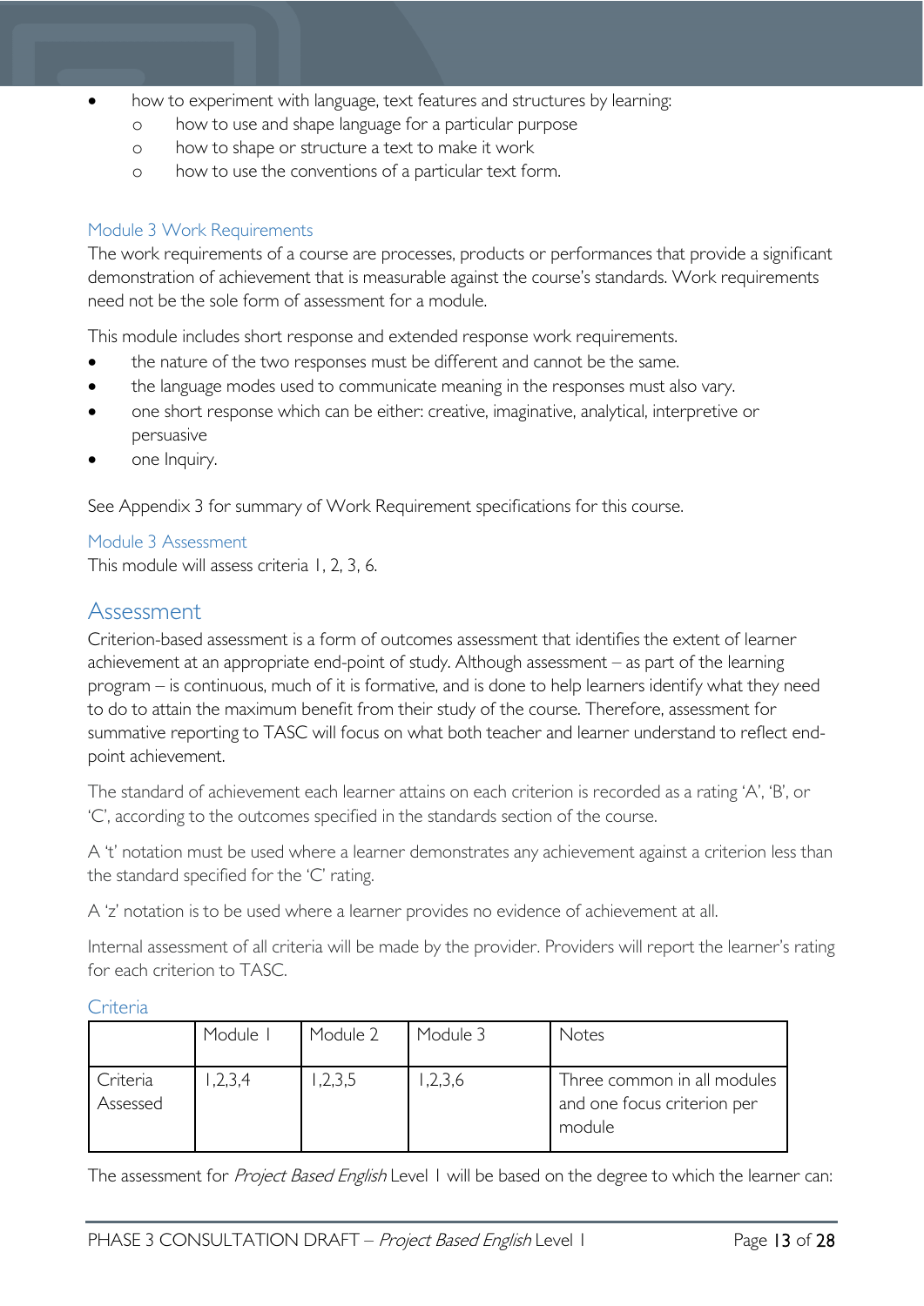- how to experiment with language, text features and structures by learning:
  - how to use and shape language for a particular purpose
  - how to shape or structure a text to make it work
  - how to use the conventions of a particular text form.

### Module 3 Work Requirements

The work requirements of a course are processes, products or performances that provide a significant demonstration of achievement that is measurable against the course's standards. Work requirements need not be the sole form of assessment for a module.

This module includes short response and extended response work requirements.

- the nature of the two responses must be different and cannot be the same.
- the language modes used to communicate meaning in the responses must also vary.
- one short response which can be either: creative, imaginative, analytical, interpretive or persuasive
- one Inquiry.

See Appendix 3 for summary of Work Requirement specifications for this course.

### Module 3 Assessment

This module will assess criteria 1, 2, 3, 6.

## Assessment

Criterion-based assessment is a form of outcomes assessment that identifies the extent of learner achievement at an appropriate end-point of study. Although assessment – as part of the learning program – is continuous, much of it is formative, and is done to help learners identify what they need to do to attain the maximum benefit from their study of the course. Therefore, assessment for summative reporting to TASC will focus on what both teacher and learner understand to reflect end-point achievement.

The standard of achievement each learner attains on each criterion is recorded as a rating 'A', 'B', or 'C', according to the outcomes specified in the standards section of the course.

A 't' notation must be used where a learner demonstrates any achievement against a criterion less than the standard specified for the 'C' rating.

A 'z' notation is to be used where a learner provides no evidence of achievement at all.

Internal assessment of all criteria will be made by the provider. Providers will report the learner's rating for each criterion to TASC.

### Criteria

| | Module 1 | Module 2 | Module 3 | Notes |
|---|---|---|---|---|
| Criteria Assessed | 1,2,3,4 | 1,2,3,5 | 1,2,3,6 | Three common in all modules and one focus criterion per module |

The assessment for *Project Based English* Level 1 will be based on the degree to which the learner can: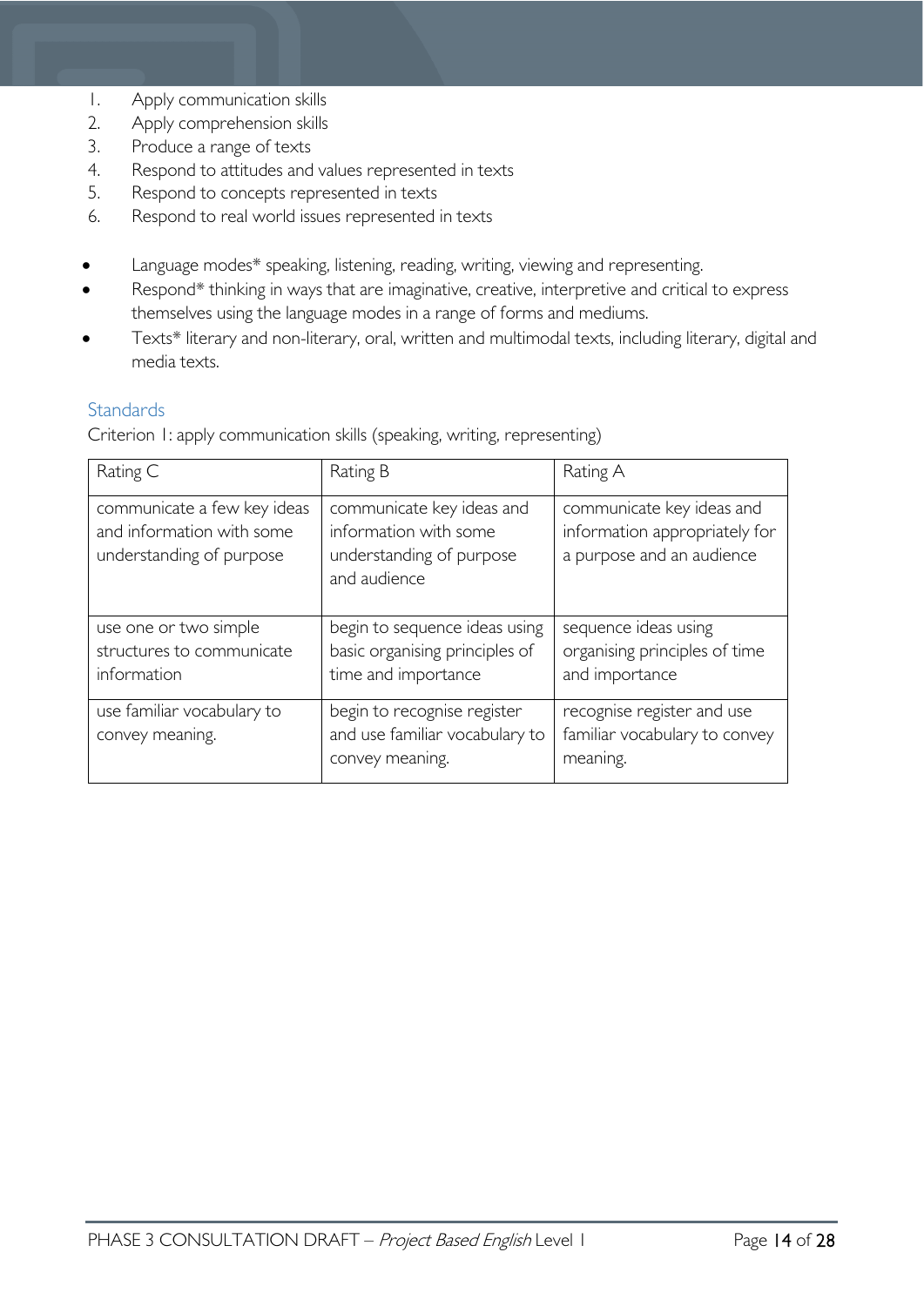1. Apply communication skills
2. Apply comprehension skills
3. Produce a range of texts
4. Respond to attitudes and values represented in texts
5. Respond to concepts represented in texts
6. Respond to real world issues represented in texts

- Language modes* speaking, listening, reading, writing, viewing and representing.
- Respond* thinking in ways that are imaginative, creative, interpretive and critical to express themselves using the language modes in a range of forms and mediums.
- Texts* literary and non-literary, oral, written and multimodal texts, including literary, digital and media texts.

### Standards

Criterion 1: apply communication skills (speaking, writing, representing)

| Rating C | Rating B | Rating A |
|---|---|---|
| communicate a few key ideas and information with some understanding of purpose | communicate key ideas and information with some understanding of purpose and audience | communicate key ideas and information appropriately for a purpose and an audience |
| use one or two simple structures to communicate information | begin to sequence ideas using basic organising principles of time and importance | sequence ideas using organising principles of time and importance |
| use familiar vocabulary to convey meaning. | begin to recognise register and use familiar vocabulary to convey meaning. | recognise register and use familiar vocabulary to convey meaning. |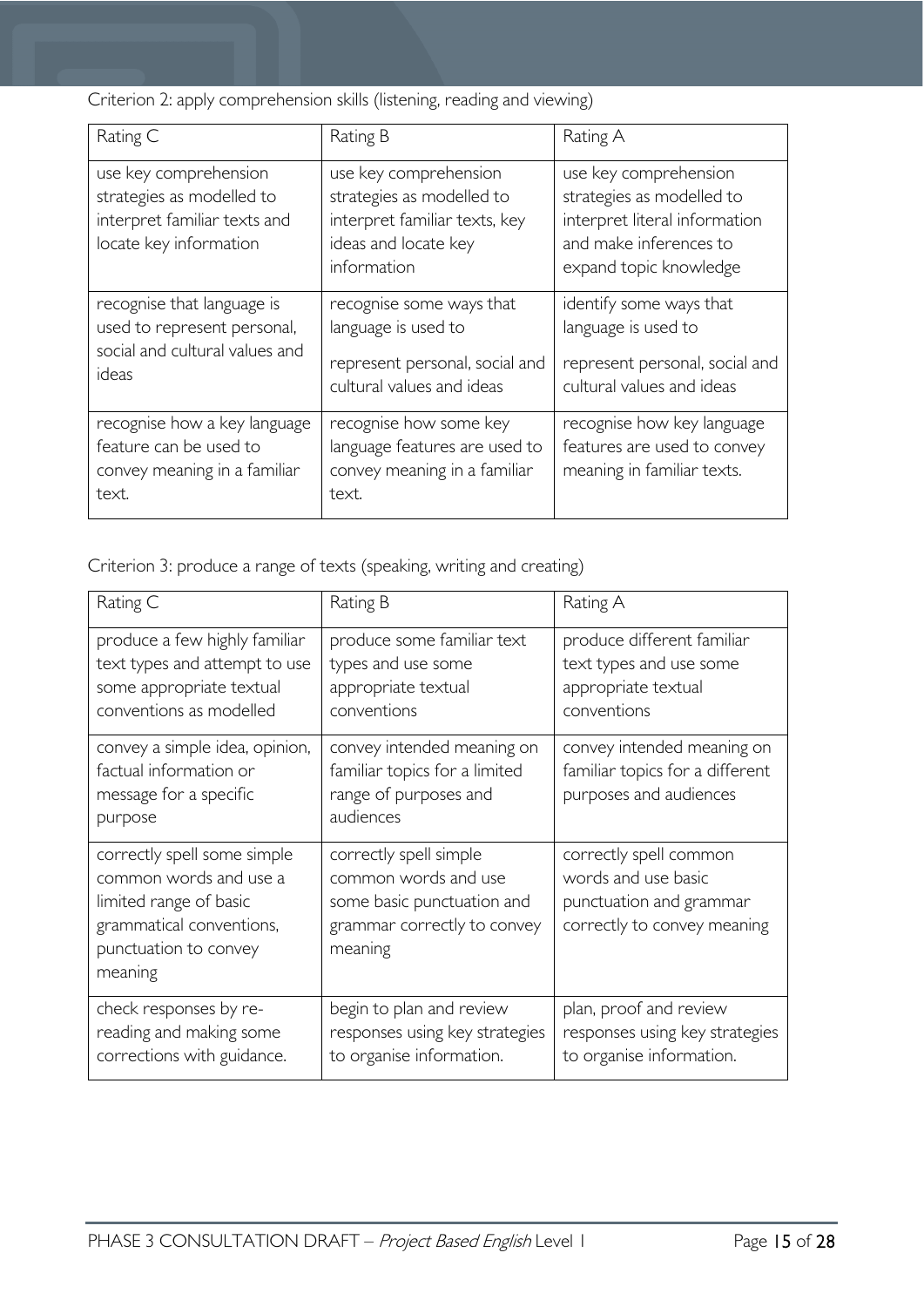Criterion 2: apply comprehension skills (listening, reading and viewing)

| Rating C | Rating B | Rating A |
| --- | --- | --- |
| use key comprehension strategies as modelled to interpret familiar texts and locate key information | use key comprehension strategies as modelled to interpret familiar texts, key ideas and locate key information | use key comprehension strategies as modelled to interpret literal information and make inferences to expand topic knowledge |
| recognise that language is used to represent personal, social and cultural values and ideas | recognise some ways that language is used to represent personal, social and cultural values and ideas | identify some ways that language is used to represent personal, social and cultural values and ideas |
| recognise how a key language feature can be used to convey meaning in a familiar text. | recognise how some key language features are used to convey meaning in a familiar text. | recognise how key language features are used to convey meaning in familiar texts. |

Criterion 3: produce a range of texts (speaking, writing and creating)

| Rating C | Rating B | Rating A |
| --- | --- | --- |
| produce a few highly familiar text types and attempt to use some appropriate textual conventions as modelled | produce some familiar text types and use some appropriate textual conventions | produce different familiar text types and use some appropriate textual conventions |
| convey a simple idea, opinion, factual information or message for a specific purpose | convey intended meaning on familiar topics for a limited range of purposes and audiences | convey intended meaning on familiar topics for a different purposes and audiences |
| correctly spell some simple common words and use a limited range of basic grammatical conventions, punctuation to convey meaning | correctly spell simple common words and use some basic punctuation and grammar correctly to convey meaning | correctly spell common words and use basic punctuation and grammar correctly to convey meaning |
| check responses by re-reading and making some corrections with guidance. | begin to plan and review responses using key strategies to organise information. | plan, proof and review responses using key strategies to organise information. |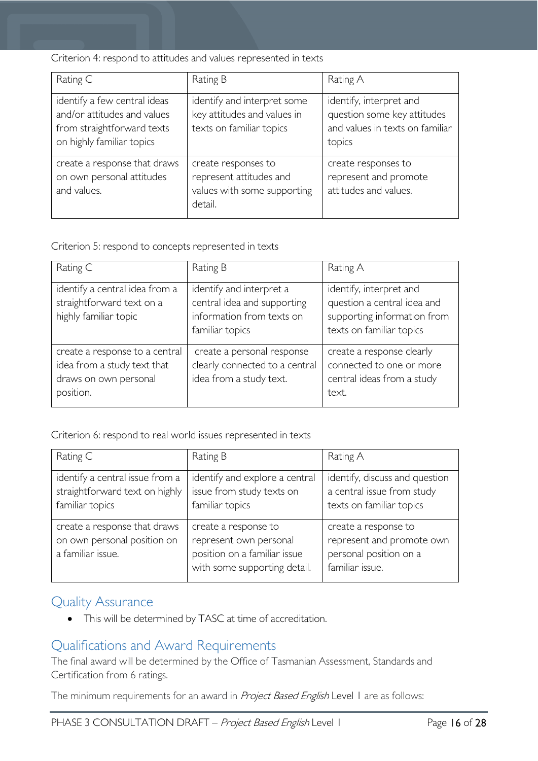Criterion 4: respond to attitudes and values represented in texts

| Rating C | Rating B | Rating A |
| --- | --- | --- |
| identify a few central ideas and/or attitudes and values from straightforward texts on highly familiar topics | identify and interpret some key attitudes and values in texts on familiar topics | identify, interpret and question some key attitudes and values in texts on familiar topics |
| create a response that draws on own personal attitudes and values. | create responses to represent attitudes and values with some supporting detail. | create responses to represent and promote attitudes and values. |

Criterion 5: respond to concepts represented in texts

| Rating C | Rating B | Rating A |
| --- | --- | --- |
| identify a central idea from a straightforward text on a highly familiar topic | identify and interpret a central idea and supporting information from texts on familiar topics | identify, interpret and question a central idea and supporting information from texts on familiar topics |
| create a response to a central idea from a study text that draws on own personal position. | create a personal response clearly connected to a central idea from a study text. | create a response clearly connected to one or more central ideas from a study text. |

Criterion 6: respond to real world issues represented in texts

| Rating C | Rating B | Rating A |
| --- | --- | --- |
| identify a central issue from a straightforward text on highly familiar topics | identify and explore a central issue from study texts on familiar topics | identify, discuss and question a central issue from study texts on familiar topics |
| create a response that draws on own personal position on a familiar issue. | create a response to represent own personal position on a familiar issue with some supporting detail. | create a response to represent and promote own personal position on a familiar issue. |

## Quality Assurance

- This will be determined by TASC at time of accreditation.

## Qualifications and Award Requirements

The final award will be determined by the Office of Tasmanian Assessment, Standards and Certification from 6 ratings.

The minimum requirements for an award in *Project Based English* Level 1 are as follows: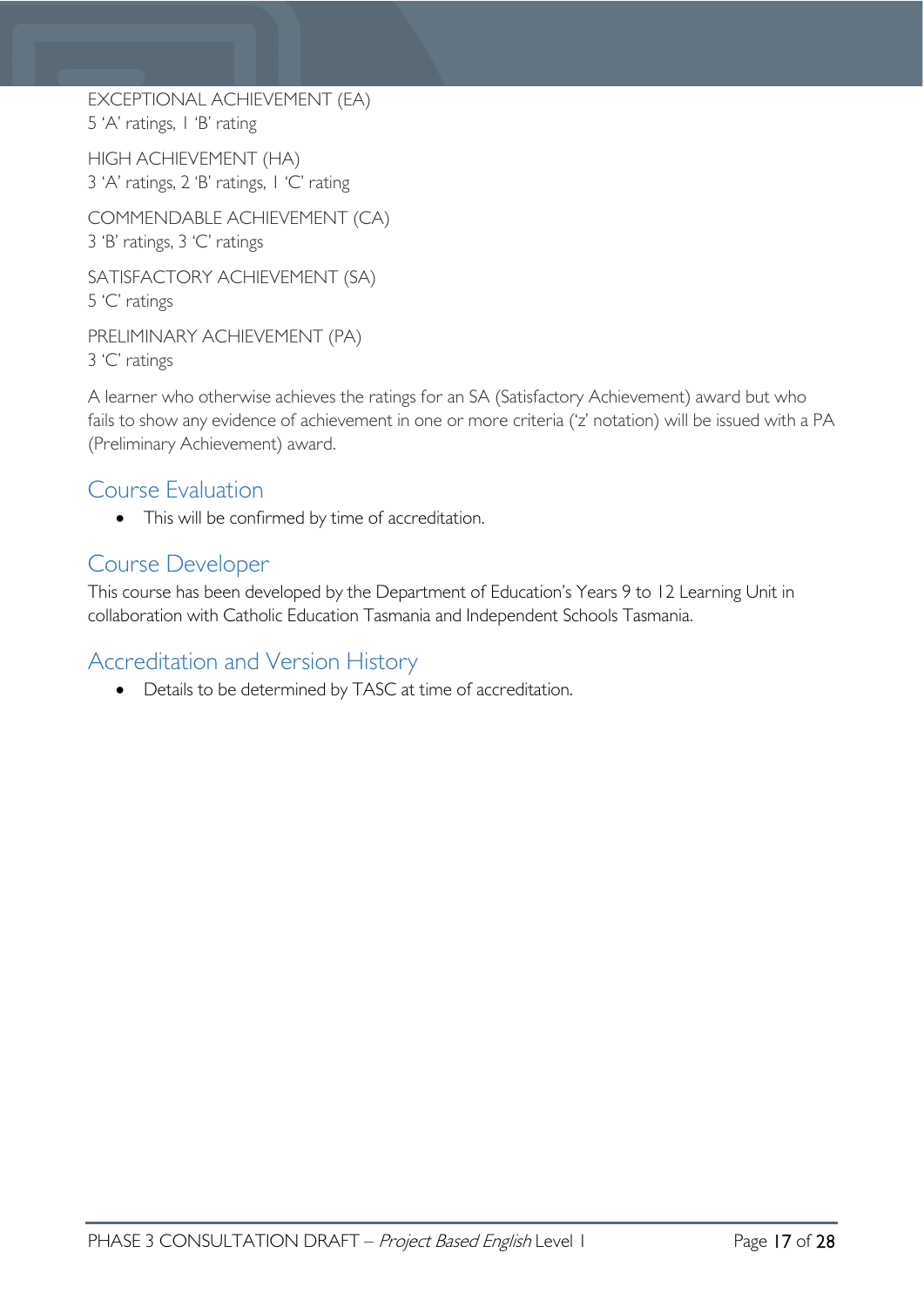EXCEPTIONAL ACHIEVEMENT (EA)
5 'A' ratings, 1 'B' rating

HIGH ACHIEVEMENT (HA)
3 'A' ratings, 2 'B' ratings, 1 'C' rating

COMMENDABLE ACHIEVEMENT (CA)
3 'B' ratings, 3 'C' ratings

SATISFACTORY ACHIEVEMENT (SA)
5 'C' ratings

PRELIMINARY ACHIEVEMENT (PA)
3 'C' ratings

A learner who otherwise achieves the ratings for an SA (Satisfactory Achievement) award but who fails to show any evidence of achievement in one or more criteria ('z' notation) will be issued with a PA (Preliminary Achievement) award.

## Course Evaluation

- This will be confirmed by time of accreditation.

## Course Developer

This course has been developed by the Department of Education's Years 9 to 12 Learning Unit in collaboration with Catholic Education Tasmania and Independent Schools Tasmania.

## Accreditation and Version History

- Details to be determined by TASC at time of accreditation.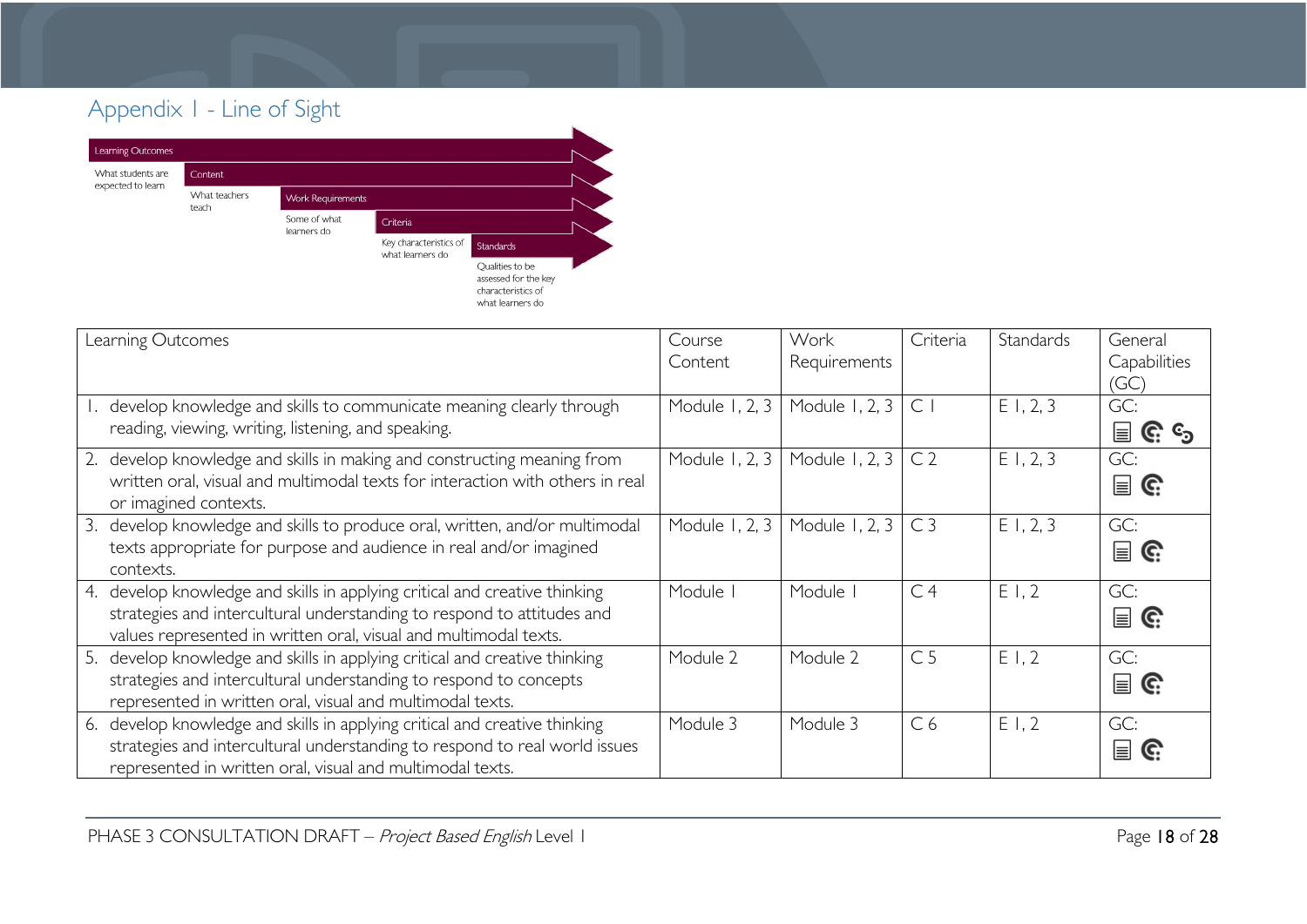# Appendix 1 - Line of Sight

Learning Outcomes
What students are expected to learn

Content
What teachers teach

Work Requirements
Some of what learners do

Criteria
Key characteristics of what learners do

Standards
Qualities to be assessed for the key characteristics of what learners do

| Learning Outcomes | Course Content | Work Requirements | Criteria | Standards | General Capabilities (GC) |
|---|---|---|---|---|---|
| 1. develop knowledge and skills to communicate meaning clearly through reading, viewing, writing, listening, and speaking. | Module 1, 2, 3 | Module 1, 2, 3 | C 1 | E 1, 2, 3 | GC: |
| 2. develop knowledge and skills in making and constructing meaning from written oral, visual and multimodal texts for interaction with others in real or imagined contexts. | Module 1, 2, 3 | Module 1, 2, 3 | C 2 | E 1, 2, 3 | GC: |
| 3. develop knowledge and skills to produce oral, written, and/or multimodal texts appropriate for purpose and audience in real and/or imagined contexts. | Module 1, 2, 3 | Module 1, 2, 3 | C 3 | E 1, 2, 3 | GC: |
| 4. develop knowledge and skills in applying critical and creative thinking strategies and intercultural understanding to respond to attitudes and values represented in written oral, visual and multimodal texts. | Module 1 | Module 1 | C 4 | E 1, 2 | GC: |
| 5. develop knowledge and skills in applying critical and creative thinking strategies and intercultural understanding to respond to concepts represented in written oral, visual and multimodal texts. | Module 2 | Module 2 | C 5 | E 1, 2 | GC: |
| 6. develop knowledge and skills in applying critical and creative thinking strategies and intercultural understanding to respond to real world issues represented in written oral, visual and multimodal texts. | Module 3 | Module 3 | C 6 | E 1, 2 | GC: |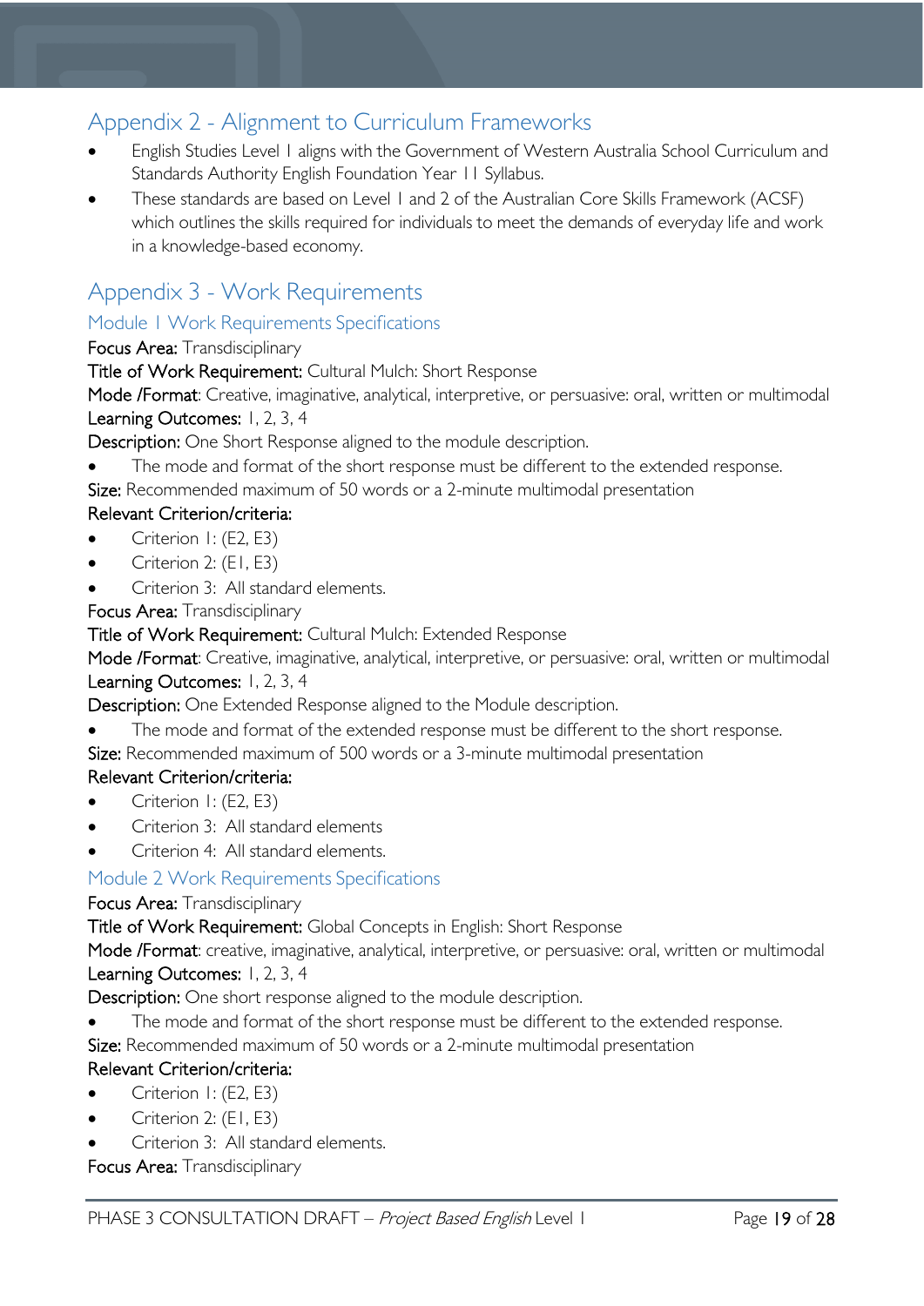# Appendix 2 - Alignment to Curriculum Frameworks

- English Studies Level 1 aligns with the Government of Western Australia School Curriculum and Standards Authority English Foundation Year 11 Syllabus.
- These standards are based on Level 1 and 2 of the Australian Core Skills Framework (ACSF) which outlines the skills required for individuals to meet the demands of everyday life and work in a knowledge-based economy.

# Appendix 3 - Work Requirements

## Module 1 Work Requirements Specifications

**Focus Area:** Transdisciplinary

**Title of Work Requirement:** Cultural Mulch: Short Response

**Mode /Format**: Creative, imaginative, analytical, interpretive, or persuasive: oral, written or multimodal

**Learning Outcomes:** 1, 2, 3, 4

**Description:** One Short Response aligned to the module description.

- The mode and format of the short response must be different to the extended response.

**Size:** Recommended maximum of 50 words or a 2-minute multimodal presentation

**Relevant Criterion/criteria:**

- Criterion 1: (E2, E3)
- Criterion 2: (E1, E3)
- Criterion 3: All standard elements.

**Focus Area:** Transdisciplinary

**Title of Work Requirement:** Cultural Mulch: Extended Response

**Mode /Format**: Creative, imaginative, analytical, interpretive, or persuasive: oral, written or multimodal

**Learning Outcomes:** 1, 2, 3, 4

**Description:** One Extended Response aligned to the Module description.

- The mode and format of the extended response must be different to the short response.

**Size:** Recommended maximum of 500 words or a 3-minute multimodal presentation

**Relevant Criterion/criteria:**

- Criterion 1: (E2, E3)
- Criterion 3: All standard elements
- Criterion 4: All standard elements.

## Module 2 Work Requirements Specifications

**Focus Area:** Transdisciplinary

**Title of Work Requirement:** Global Concepts in English: Short Response

**Mode /Format**: creative, imaginative, analytical, interpretive, or persuasive: oral, written or multimodal

**Learning Outcomes:** 1, 2, 3, 4

**Description:** One short response aligned to the module description.

- The mode and format of the short response must be different to the extended response.

**Size:** Recommended maximum of 50 words or a 2-minute multimodal presentation

**Relevant Criterion/criteria:**

- Criterion 1: (E2, E3)
- Criterion 2: (E1, E3)
- Criterion 3: All standard elements.

**Focus Area:** Transdisciplinary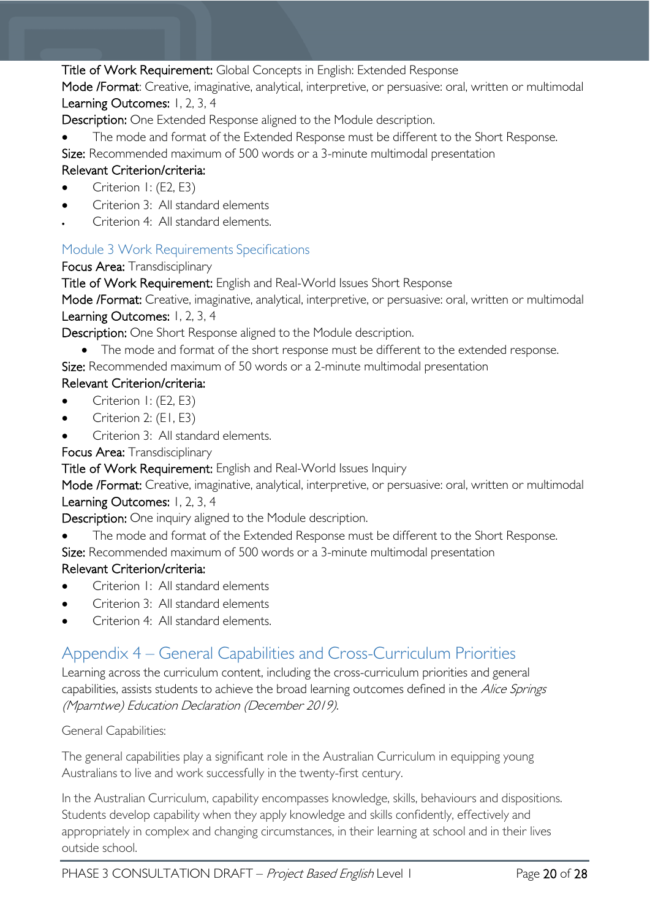**Title of Work Requirement:** Global Concepts in English: Extended Response

**Mode /Format**: Creative, imaginative, analytical, interpretive, or persuasive: oral, written or multimodal

**Learning Outcomes:** 1, 2, 3, 4

**Description:** One Extended Response aligned to the Module description.

- The mode and format of the Extended Response must be different to the Short Response.

**Size:** Recommended maximum of 500 words or a 3-minute multimodal presentation

**Relevant Criterion/criteria:**

- Criterion 1: (E2, E3)
- Criterion 3: All standard elements
- Criterion 4: All standard elements.

## Module 3 Work Requirements Specifications

**Focus Area:** Transdisciplinary

**Title of Work Requirement:** English and Real-World Issues Short Response

**Mode /Format:** Creative, imaginative, analytical, interpretive, or persuasive: oral, written or multimodal

**Learning Outcomes:** 1, 2, 3, 4

**Description:** One Short Response aligned to the Module description.

- The mode and format of the short response must be different to the extended response.

**Size:** Recommended maximum of 50 words or a 2-minute multimodal presentation

**Relevant Criterion/criteria:**

- Criterion 1: (E2, E3)
- Criterion 2: (E1, E3)
- Criterion 3: All standard elements.

**Focus Area:** Transdisciplinary

**Title of Work Requirement:** English and Real-World Issues Inquiry

**Mode /Format:** Creative, imaginative, analytical, interpretive, or persuasive: oral, written or multimodal

**Learning Outcomes:** 1, 2, 3, 4

**Description:** One inquiry aligned to the Module description.

- The mode and format of the Extended Response must be different to the Short Response.

**Size:** Recommended maximum of 500 words or a 3-minute multimodal presentation

**Relevant Criterion/criteria:**

- Criterion 1: All standard elements
- Criterion 3: All standard elements
- Criterion 4: All standard elements.

# Appendix 4 – General Capabilities and Cross-Curriculum Priorities

Learning across the curriculum content, including the cross-curriculum priorities and general capabilities, assists students to achieve the broad learning outcomes defined in the *Alice Springs (Mparntwe) Education Declaration (December 2019)*.

General Capabilities:

The general capabilities play a significant role in the Australian Curriculum in equipping young Australians to live and work successfully in the twenty-first century.

In the Australian Curriculum, capability encompasses knowledge, skills, behaviours and dispositions. Students develop capability when they apply knowledge and skills confidently, effectively and appropriately in complex and changing circumstances, in their learning at school and in their lives outside school.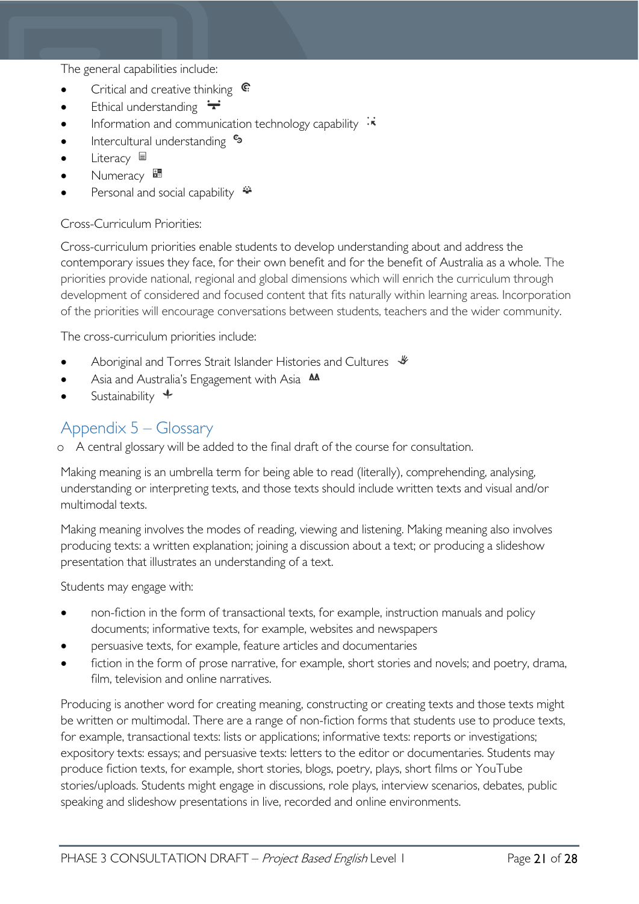The general capabilities include:

- Critical and creative thinking
- Ethical understanding
- Information and communication technology capability
- Intercultural understanding
- Literacy
- Numeracy
- Personal and social capability

Cross-Curriculum Priorities:

Cross-curriculum priorities enable students to develop understanding about and address the contemporary issues they face, for their own benefit and for the benefit of Australia as a whole. The priorities provide national, regional and global dimensions which will enrich the curriculum through development of considered and focused content that fits naturally within learning areas. Incorporation of the priorities will encourage conversations between students, teachers and the wider community.

The cross-curriculum priorities include:

- Aboriginal and Torres Strait Islander Histories and Cultures
- Asia and Australia's Engagement with Asia
- Sustainability

## Appendix 5 – Glossary

- A central glossary will be added to the final draft of the course for consultation.

Making meaning is an umbrella term for being able to read (literally), comprehending, analysing, understanding or interpreting texts, and those texts should include written texts and visual and/or multimodal texts.

Making meaning involves the modes of reading, viewing and listening. Making meaning also involves producing texts: a written explanation; joining a discussion about a text; or producing a slideshow presentation that illustrates an understanding of a text.

Students may engage with:

- non-fiction in the form of transactional texts, for example, instruction manuals and policy documents; informative texts, for example, websites and newspapers
- persuasive texts, for example, feature articles and documentaries
- fiction in the form of prose narrative, for example, short stories and novels; and poetry, drama, film, television and online narratives.

Producing is another word for creating meaning, constructing or creating texts and those texts might be written or multimodal. There are a range of non-fiction forms that students use to produce texts, for example, transactional texts: lists or applications; informative texts: reports or investigations; expository texts: essays; and persuasive texts: letters to the editor or documentaries. Students may produce fiction texts, for example, short stories, blogs, poetry, plays, short films or YouTube stories/uploads. Students might engage in discussions, role plays, interview scenarios, debates, public speaking and slideshow presentations in live, recorded and online environments.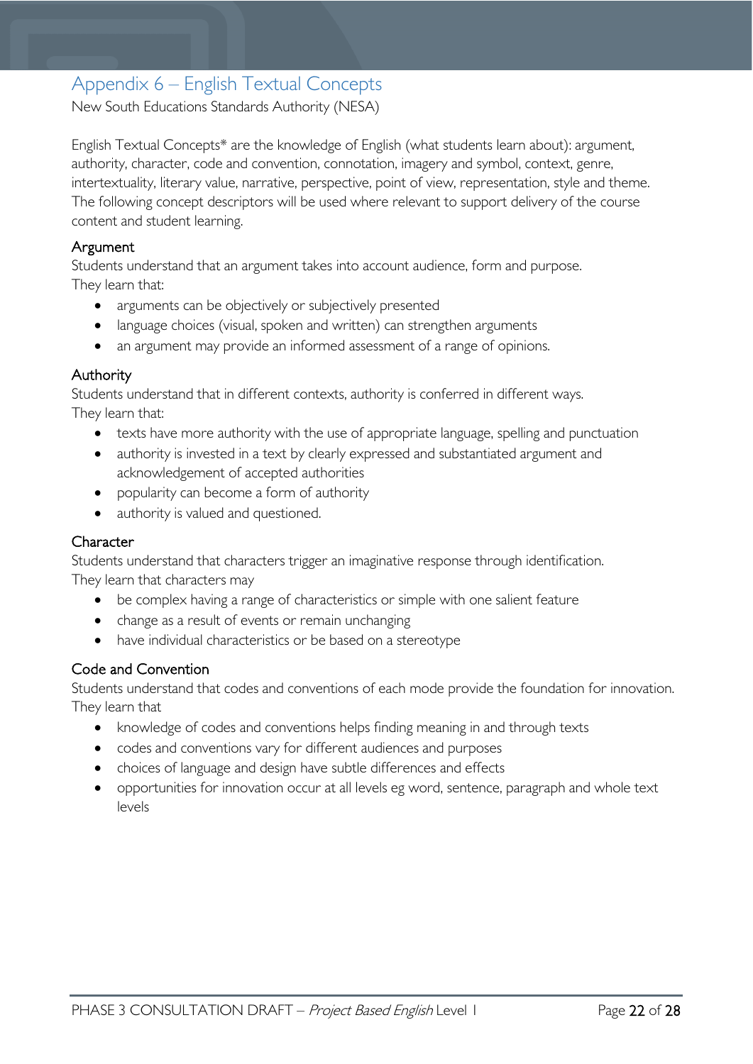## Appendix 6 – English Textual Concepts

New South Educations Standards Authority (NESA)

English Textual Concepts* are the knowledge of English (what students learn about): argument, authority, character, code and convention, connotation, imagery and symbol, context, genre, intertextuality, literary value, narrative, perspective, point of view, representation, style and theme. The following concept descriptors will be used where relevant to support delivery of the course content and student learning.

### Argument

Students understand that an argument takes into account audience, form and purpose.
They learn that:

- arguments can be objectively or subjectively presented
- language choices (visual, spoken and written) can strengthen arguments
- an argument may provide an informed assessment of a range of opinions.

### Authority

Students understand that in different contexts, authority is conferred in different ways.
They learn that:

- texts have more authority with the use of appropriate language, spelling and punctuation
- authority is invested in a text by clearly expressed and substantiated argument and acknowledgement of accepted authorities
- popularity can become a form of authority
- authority is valued and questioned.

### Character

Students understand that characters trigger an imaginative response through identification.
They learn that characters may

- be complex having a range of characteristics or simple with one salient feature
- change as a result of events or remain unchanging
- have individual characteristics or be based on a stereotype

### Code and Convention

Students understand that codes and conventions of each mode provide the foundation for innovation.
They learn that

- knowledge of codes and conventions helps finding meaning in and through texts
- codes and conventions vary for different audiences and purposes
- choices of language and design have subtle differences and effects
- opportunities for innovation occur at all levels eg word, sentence, paragraph and whole text levels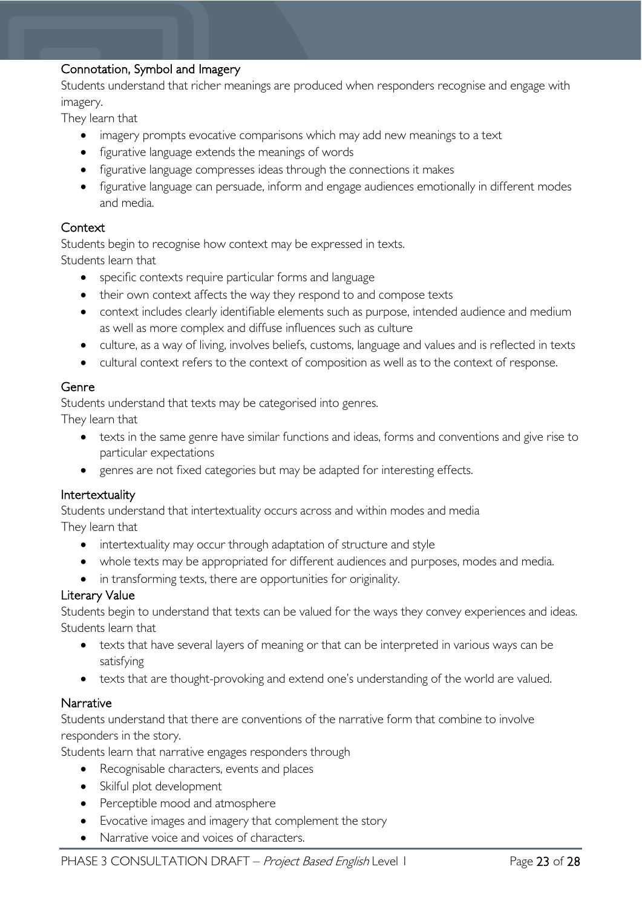### Connotation, Symbol and Imagery

Students understand that richer meanings are produced when responders recognise and engage with imagery.

They learn that

- imagery prompts evocative comparisons which may add new meanings to a text
- figurative language extends the meanings of words
- figurative language compresses ideas through the connections it makes
- figurative language can persuade, inform and engage audiences emotionally in different modes and media.

### Context

Students begin to recognise how context may be expressed in texts.

Students learn that

- specific contexts require particular forms and language
- their own context affects the way they respond to and compose texts
- context includes clearly identifiable elements such as purpose, intended audience and medium as well as more complex and diffuse influences such as culture
- culture, as a way of living, involves beliefs, customs, language and values and is reflected in texts
- cultural context refers to the context of composition as well as to the context of response.

### Genre

Students understand that texts may be categorised into genres.

They learn that

- texts in the same genre have similar functions and ideas, forms and conventions and give rise to particular expectations
- genres are not fixed categories but may be adapted for interesting effects.

### Intertextuality

Students understand that intertextuality occurs across and within modes and media

They learn that

- intertextuality may occur through adaptation of structure and style
- whole texts may be appropriated for different audiences and purposes, modes and media.
- in transforming texts, there are opportunities for originality.

### Literary Value

Students begin to understand that texts can be valued for the ways they convey experiences and ideas.

Students learn that

- texts that have several layers of meaning or that can be interpreted in various ways can be satisfying
- texts that are thought-provoking and extend one's understanding of the world are valued.

### Narrative

Students understand that there are conventions of the narrative form that combine to involve responders in the story.

Students learn that narrative engages responders through

- Recognisable characters, events and places
- Skilful plot development
- Perceptible mood and atmosphere
- Evocative images and imagery that complement the story
- Narrative voice and voices of characters.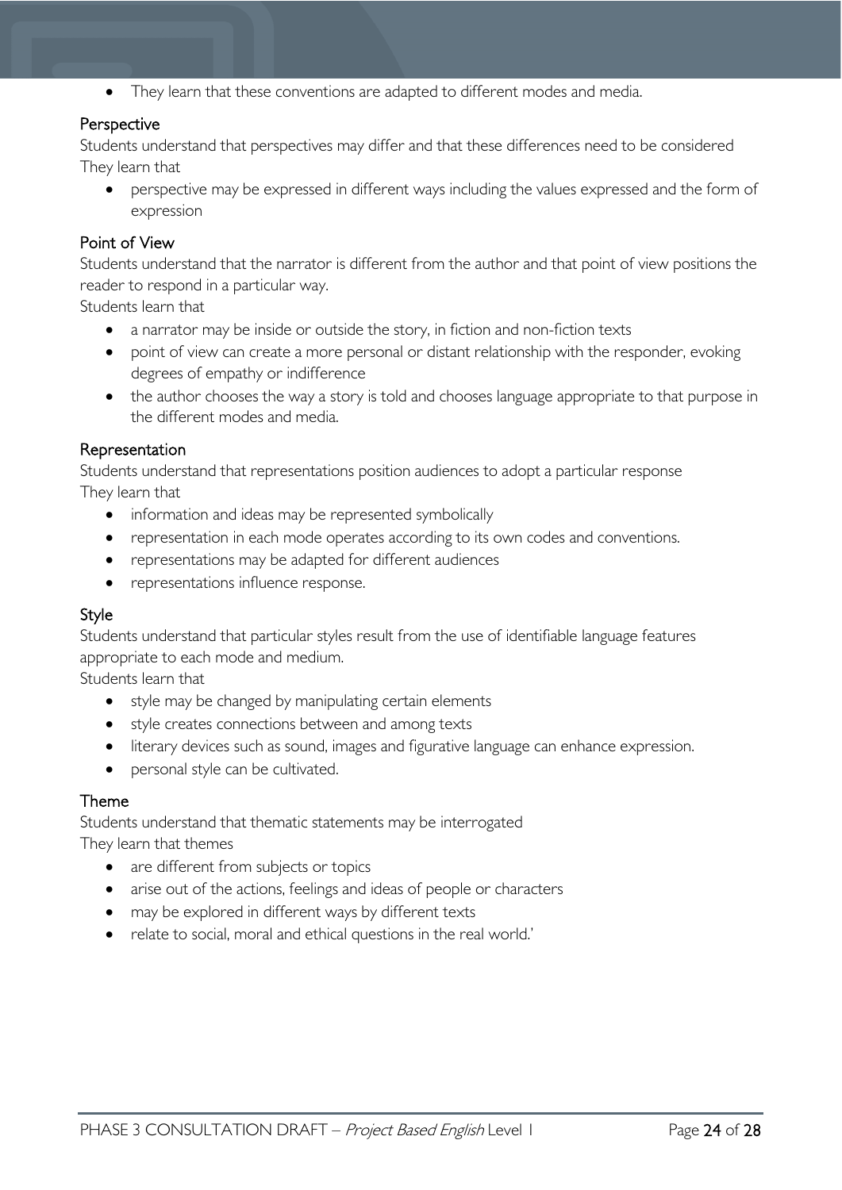- They learn that these conventions are adapted to different modes and media.

### Perspective

Students understand that perspectives may differ and that these differences need to be considered They learn that

- perspective may be expressed in different ways including the values expressed and the form of expression

### Point of View

Students understand that the narrator is different from the author and that point of view positions the reader to respond in a particular way.

Students learn that

- a narrator may be inside or outside the story, in fiction and non-fiction texts
- point of view can create a more personal or distant relationship with the responder, evoking degrees of empathy or indifference
- the author chooses the way a story is told and chooses language appropriate to that purpose in the different modes and media.

### Representation

Students understand that representations position audiences to adopt a particular response They learn that

- information and ideas may be represented symbolically
- representation in each mode operates according to its own codes and conventions.
- representations may be adapted for different audiences
- representations influence response.

### Style

Students understand that particular styles result from the use of identifiable language features appropriate to each mode and medium.

Students learn that

- style may be changed by manipulating certain elements
- style creates connections between and among texts
- literary devices such as sound, images and figurative language can enhance expression.
- personal style can be cultivated.

### Theme

Students understand that thematic statements may be interrogated They learn that themes

- are different from subjects or topics
- arise out of the actions, feelings and ideas of people or characters
- may be explored in different ways by different texts
- relate to social, moral and ethical questions in the real world.'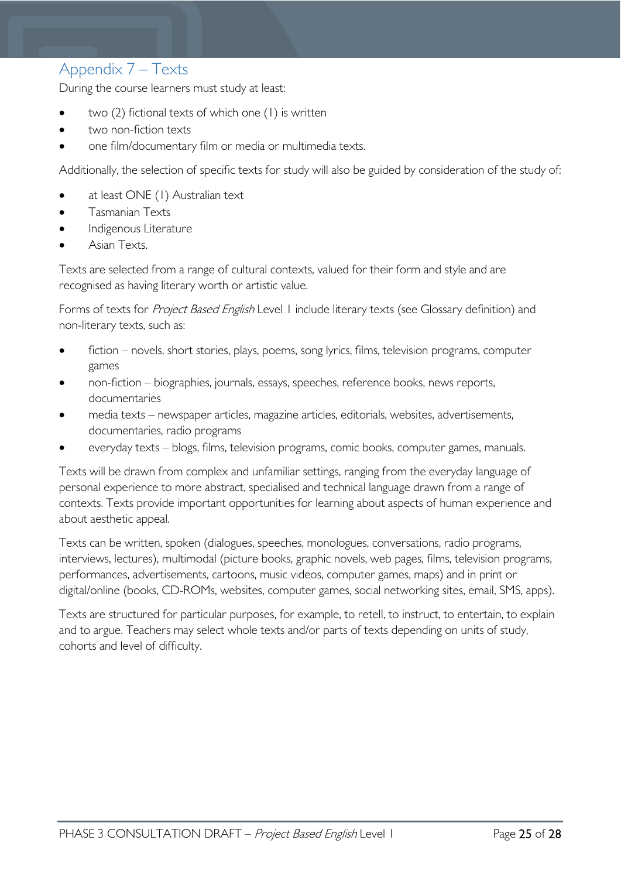## Appendix 7 – Texts

During the course learners must study at least:

- two (2) fictional texts of which one (1) is written
- two non-fiction texts
- one film/documentary film or media or multimedia texts.

Additionally, the selection of specific texts for study will also be guided by consideration of the study of:

- at least ONE (1) Australian text
- Tasmanian Texts
- Indigenous Literature
- Asian Texts.

Texts are selected from a range of cultural contexts, valued for their form and style and are recognised as having literary worth or artistic value.

Forms of texts for *Project Based English* Level 1 include literary texts (see Glossary definition) and non-literary texts, such as:

- fiction – novels, short stories, plays, poems, song lyrics, films, television programs, computer games
- non-fiction – biographies, journals, essays, speeches, reference books, news reports, documentaries
- media texts – newspaper articles, magazine articles, editorials, websites, advertisements, documentaries, radio programs
- everyday texts – blogs, films, television programs, comic books, computer games, manuals.

Texts will be drawn from complex and unfamiliar settings, ranging from the everyday language of personal experience to more abstract, specialised and technical language drawn from a range of contexts. Texts provide important opportunities for learning about aspects of human experience and about aesthetic appeal.

Texts can be written, spoken (dialogues, speeches, monologues, conversations, radio programs, interviews, lectures), multimodal (picture books, graphic novels, web pages, films, television programs, performances, advertisements, cartoons, music videos, computer games, maps) and in print or digital/online (books, CD-ROMs, websites, computer games, social networking sites, email, SMS, apps).

Texts are structured for particular purposes, for example, to retell, to instruct, to entertain, to explain and to argue. Teachers may select whole texts and/or parts of texts depending on units of study, cohorts and level of difficulty.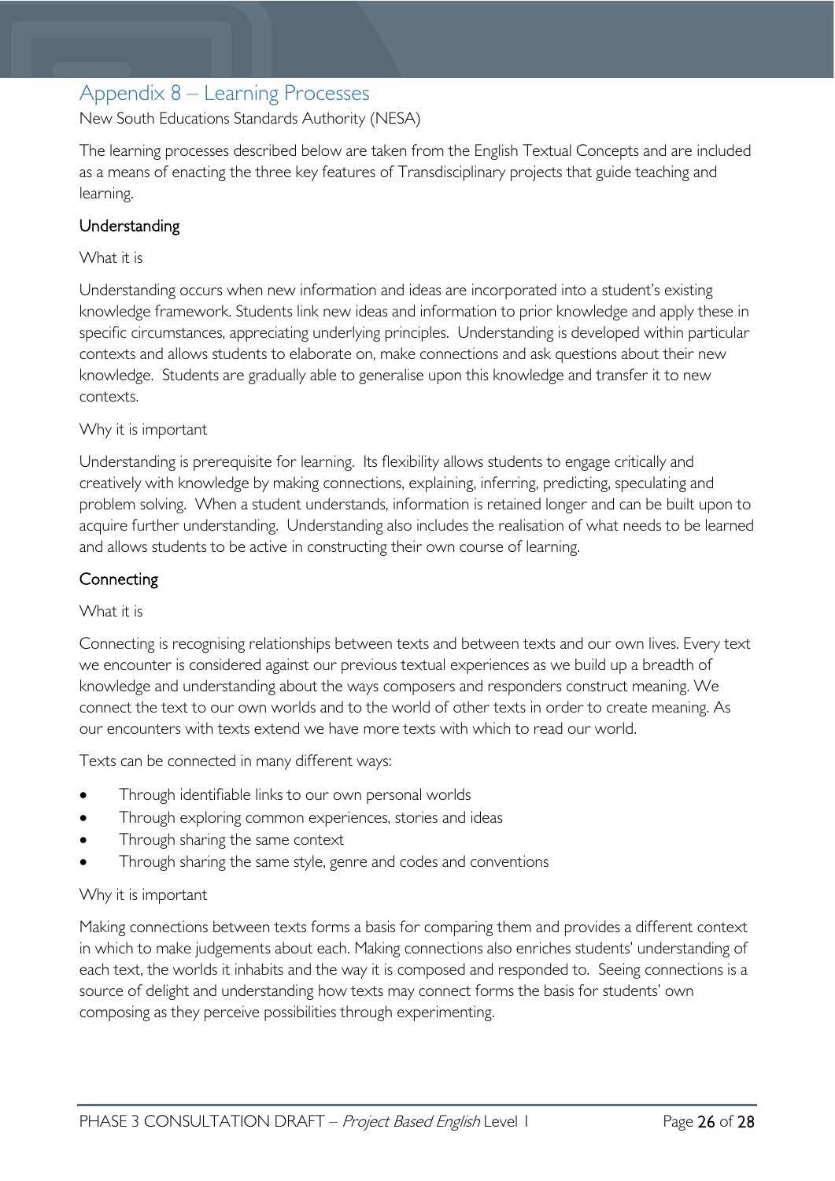## Appendix 8 – Learning Processes

New South Educations Standards Authority (NESA)

The learning processes described below are taken from the English Textual Concepts and are included as a means of enacting the three key features of Transdisciplinary projects that guide teaching and learning.

### Understanding

What it is

Understanding occurs when new information and ideas are incorporated into a student's existing knowledge framework. Students link new ideas and information to prior knowledge and apply these in specific circumstances, appreciating underlying principles. Understanding is developed within particular contexts and allows students to elaborate on, make connections and ask questions about their new knowledge. Students are gradually able to generalise upon this knowledge and transfer it to new contexts.

Why it is important

Understanding is prerequisite for learning. Its flexibility allows students to engage critically and creatively with knowledge by making connections, explaining, inferring, predicting, speculating and problem solving. When a student understands, information is retained longer and can be built upon to acquire further understanding. Understanding also includes the realisation of what needs to be learned and allows students to be active in constructing their own course of learning.

### Connecting

What it is

Connecting is recognising relationships between texts and between texts and our own lives. Every text we encounter is considered against our previous textual experiences as we build up a breadth of knowledge and understanding about the ways composers and responders construct meaning. We connect the text to our own worlds and to the world of other texts in order to create meaning. As our encounters with texts extend we have more texts with which to read our world.

Texts can be connected in many different ways:

- Through identifiable links to our own personal worlds
- Through exploring common experiences, stories and ideas
- Through sharing the same context
- Through sharing the same style, genre and codes and conventions

Why it is important

Making connections between texts forms a basis for comparing them and provides a different context in which to make judgements about each. Making connections also enriches students' understanding of each text, the worlds it inhabits and the way it is composed and responded to. Seeing connections is a source of delight and understanding how texts may connect forms the basis for students' own composing as they perceive possibilities through experimenting.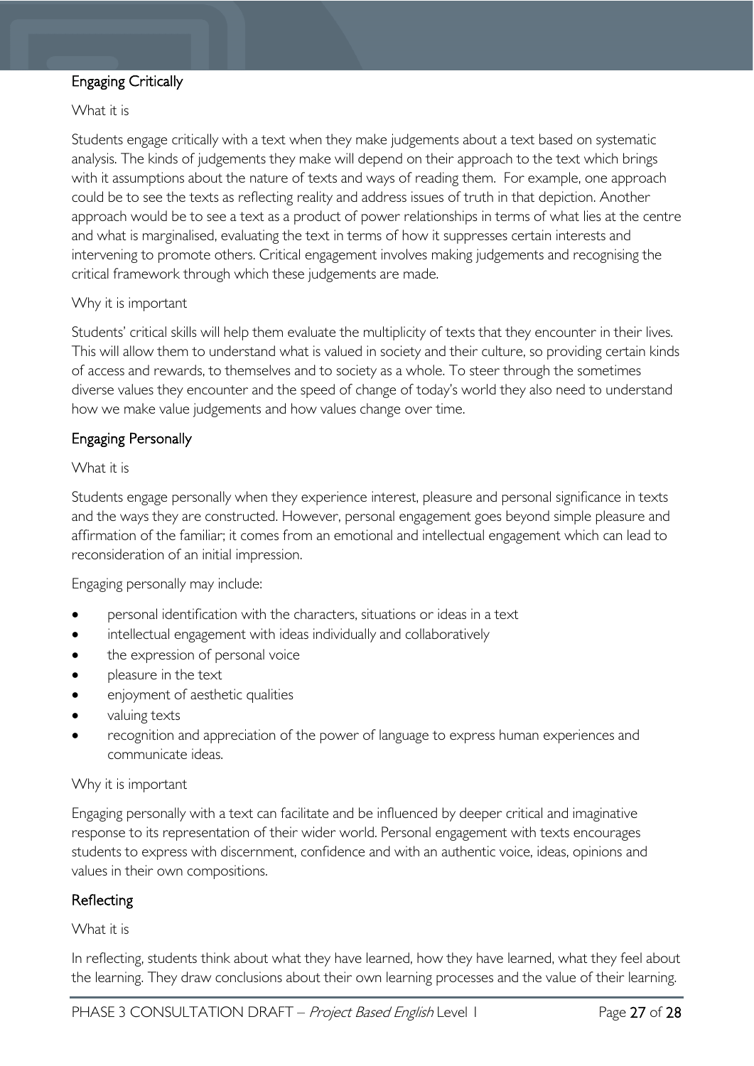## Engaging Critically

What it is

Students engage critically with a text when they make judgements about a text based on systematic analysis. The kinds of judgements they make will depend on their approach to the text which brings with it assumptions about the nature of texts and ways of reading them. For example, one approach could be to see the texts as reflecting reality and address issues of truth in that depiction. Another approach would be to see a text as a product of power relationships in terms of what lies at the centre and what is marginalised, evaluating the text in terms of how it suppresses certain interests and intervening to promote others. Critical engagement involves making judgements and recognising the critical framework through which these judgements are made.

Why it is important

Students' critical skills will help them evaluate the multiplicity of texts that they encounter in their lives. This will allow them to understand what is valued in society and their culture, so providing certain kinds of access and rewards, to themselves and to society as a whole. To steer through the sometimes diverse values they encounter and the speed of change of today's world they also need to understand how we make value judgements and how values change over time.

## Engaging Personally

What it is

Students engage personally when they experience interest, pleasure and personal significance in texts and the ways they are constructed. However, personal engagement goes beyond simple pleasure and affirmation of the familiar; it comes from an emotional and intellectual engagement which can lead to reconsideration of an initial impression.

Engaging personally may include:

- personal identification with the characters, situations or ideas in a text
- intellectual engagement with ideas individually and collaboratively
- the expression of personal voice
- pleasure in the text
- enjoyment of aesthetic qualities
- valuing texts
- recognition and appreciation of the power of language to express human experiences and communicate ideas.

Why it is important

Engaging personally with a text can facilitate and be influenced by deeper critical and imaginative response to its representation of their wider world. Personal engagement with texts encourages students to express with discernment, confidence and with an authentic voice, ideas, opinions and values in their own compositions.

## Reflecting

What it is

In reflecting, students think about what they have learned, how they have learned, what they feel about the learning. They draw conclusions about their own learning processes and the value of their learning.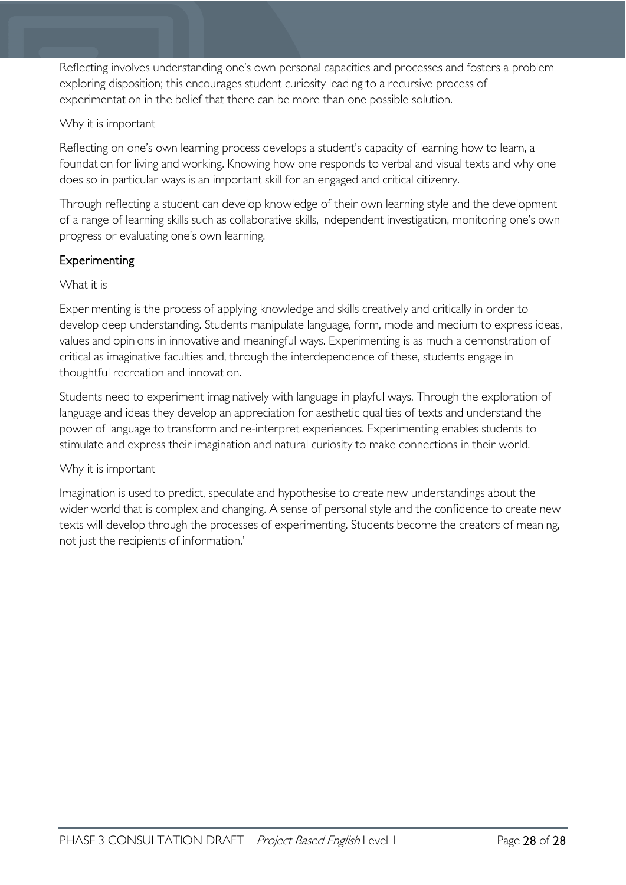Reflecting involves understanding one's own personal capacities and processes and fosters a problem exploring disposition; this encourages student curiosity leading to a recursive process of experimentation in the belief that there can be more than one possible solution.

Why it is important

Reflecting on one's own learning process develops a student's capacity of learning how to learn, a foundation for living and working. Knowing how one responds to verbal and visual texts and why one does so in particular ways is an important skill for an engaged and critical citizenry.

Through reflecting a student can develop knowledge of their own learning style and the development of a range of learning skills such as collaborative skills, independent investigation, monitoring one's own progress or evaluating one's own learning.

## Experimenting

What it is

Experimenting is the process of applying knowledge and skills creatively and critically in order to develop deep understanding. Students manipulate language, form, mode and medium to express ideas, values and opinions in innovative and meaningful ways. Experimenting is as much a demonstration of critical as imaginative faculties and, through the interdependence of these, students engage in thoughtful recreation and innovation.

Students need to experiment imaginatively with language in playful ways. Through the exploration of language and ideas they develop an appreciation for aesthetic qualities of texts and understand the power of language to transform and re-interpret experiences. Experimenting enables students to stimulate and express their imagination and natural curiosity to make connections in their world.

Why it is important

Imagination is used to predict, speculate and hypothesise to create new understandings about the wider world that is complex and changing. A sense of personal style and the confidence to create new texts will develop through the processes of experimenting. Students become the creators of meaning, not just the recipients of information.'